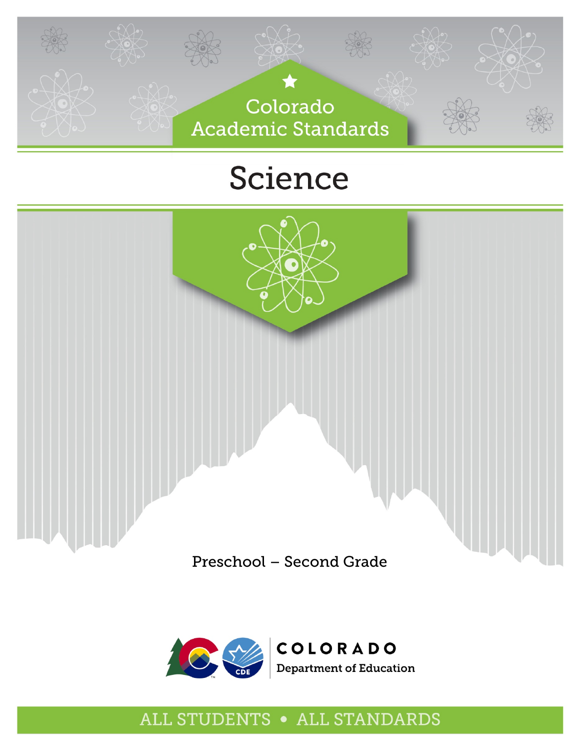Colorado Academic Standards

# Science

Preschool – Second Grade

COLORADO Department of Education

ALL STUDENTS • ALL STANDARDS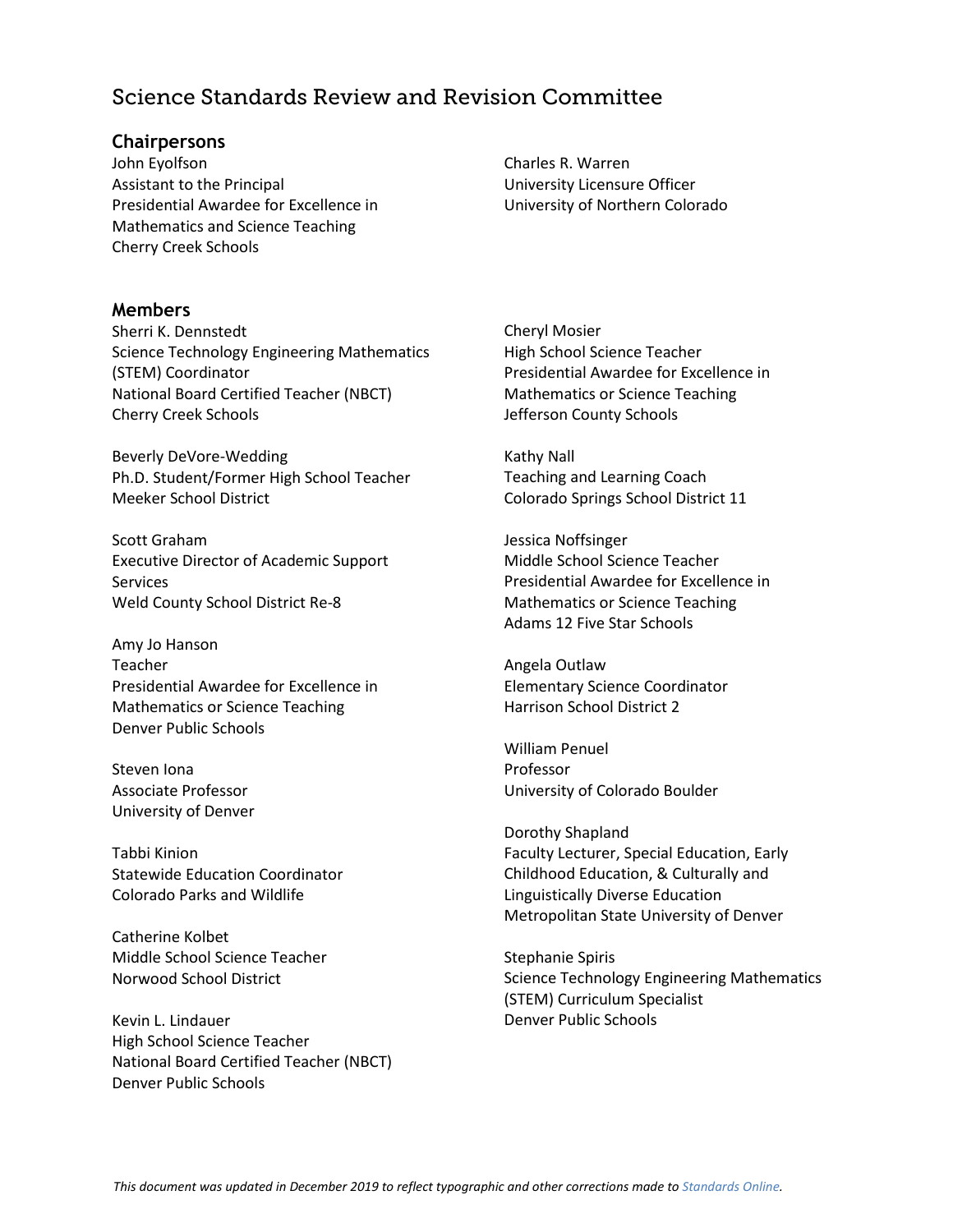# Science Standards Review and Revision Committee

## Chairpersons

John Eyolfson
Assistant to the Principal
Presidential Awardee for Excellence in Mathematics and Science Teaching
Cherry Creek Schools

Charles R. Warren
University Licensure Officer
University of Northern Colorado

## Members

Sherri K. Dennstedt
Science Technology Engineering Mathematics (STEM) Coordinator
National Board Certified Teacher (NBCT)
Cherry Creek Schools

Beverly DeVore-Wedding
Ph.D. Student/Former High School Teacher
Meeker School District

Scott Graham
Executive Director of Academic Support Services
Weld County School District Re-8

Amy Jo Hanson
Teacher
Presidential Awardee for Excellence in Mathematics or Science Teaching
Denver Public Schools

Steven Iona
Associate Professor
University of Denver

Tabbi Kinion
Statewide Education Coordinator
Colorado Parks and Wildlife

Catherine Kolbet
Middle School Science Teacher
Norwood School District

Kevin L. Lindauer
High School Science Teacher
National Board Certified Teacher (NBCT)
Denver Public Schools

Cheryl Mosier
High School Science Teacher
Presidential Awardee for Excellence in Mathematics or Science Teaching
Jefferson County Schools

Kathy Nall
Teaching and Learning Coach
Colorado Springs School District 11

Jessica Noffsinger
Middle School Science Teacher
Presidential Awardee for Excellence in Mathematics or Science Teaching
Adams 12 Five Star Schools

Angela Outlaw
Elementary Science Coordinator
Harrison School District 2

William Penuel
Professor
University of Colorado Boulder

Dorothy Shapland
Faculty Lecturer, Special Education, Early Childhood Education, & Culturally and Linguistically Diverse Education
Metropolitan State University of Denver

Stephanie Spiris
Science Technology Engineering Mathematics (STEM) Curriculum Specialist
Denver Public Schools

*This document was updated in December 2019 to reflect typographic and other corrections made to Standards Online.*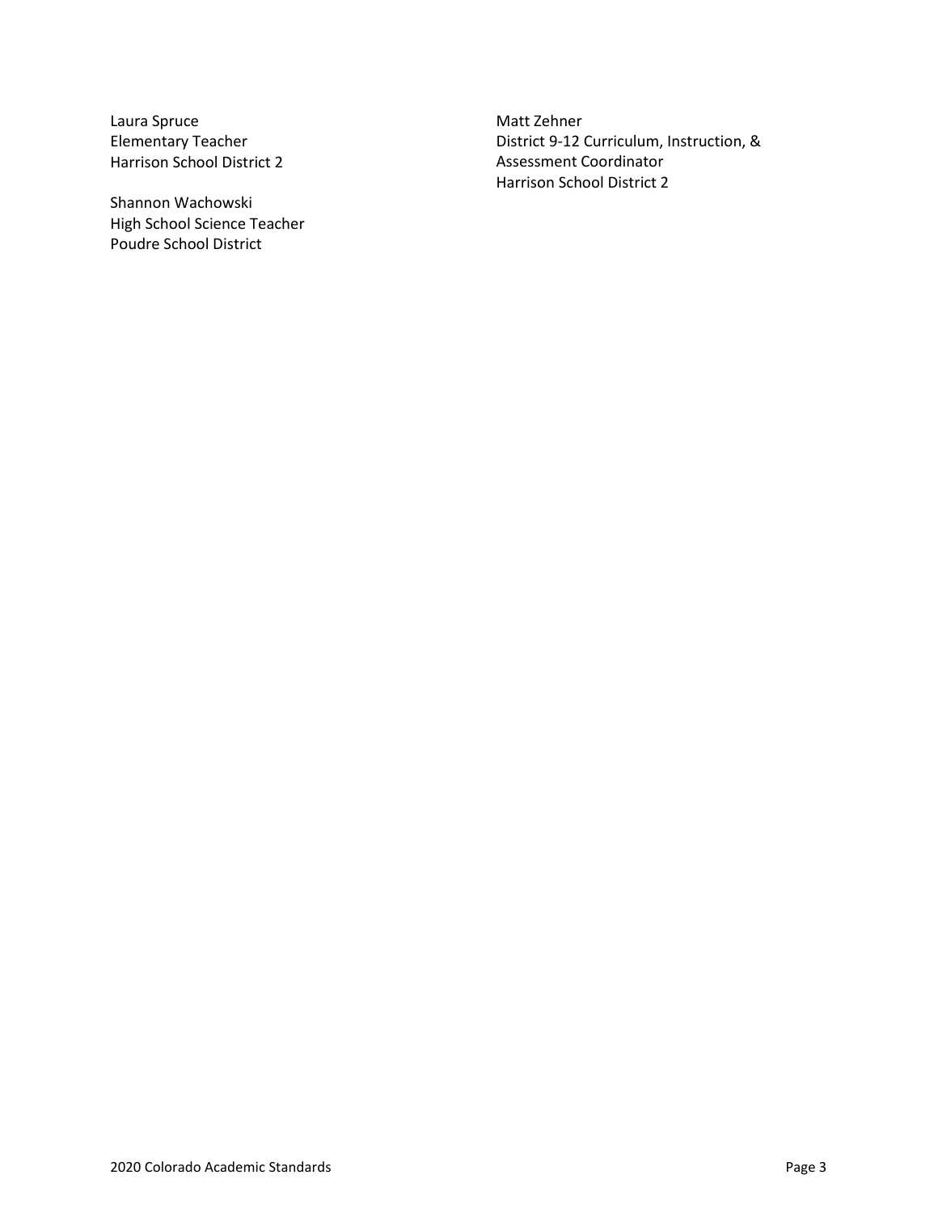Laura Spruce
Elementary Teacher
Harrison School District 2

Shannon Wachowski
High School Science Teacher
Poudre School District

Matt Zehner
District 9-12 Curriculum, Instruction, & Assessment Coordinator
Harrison School District 2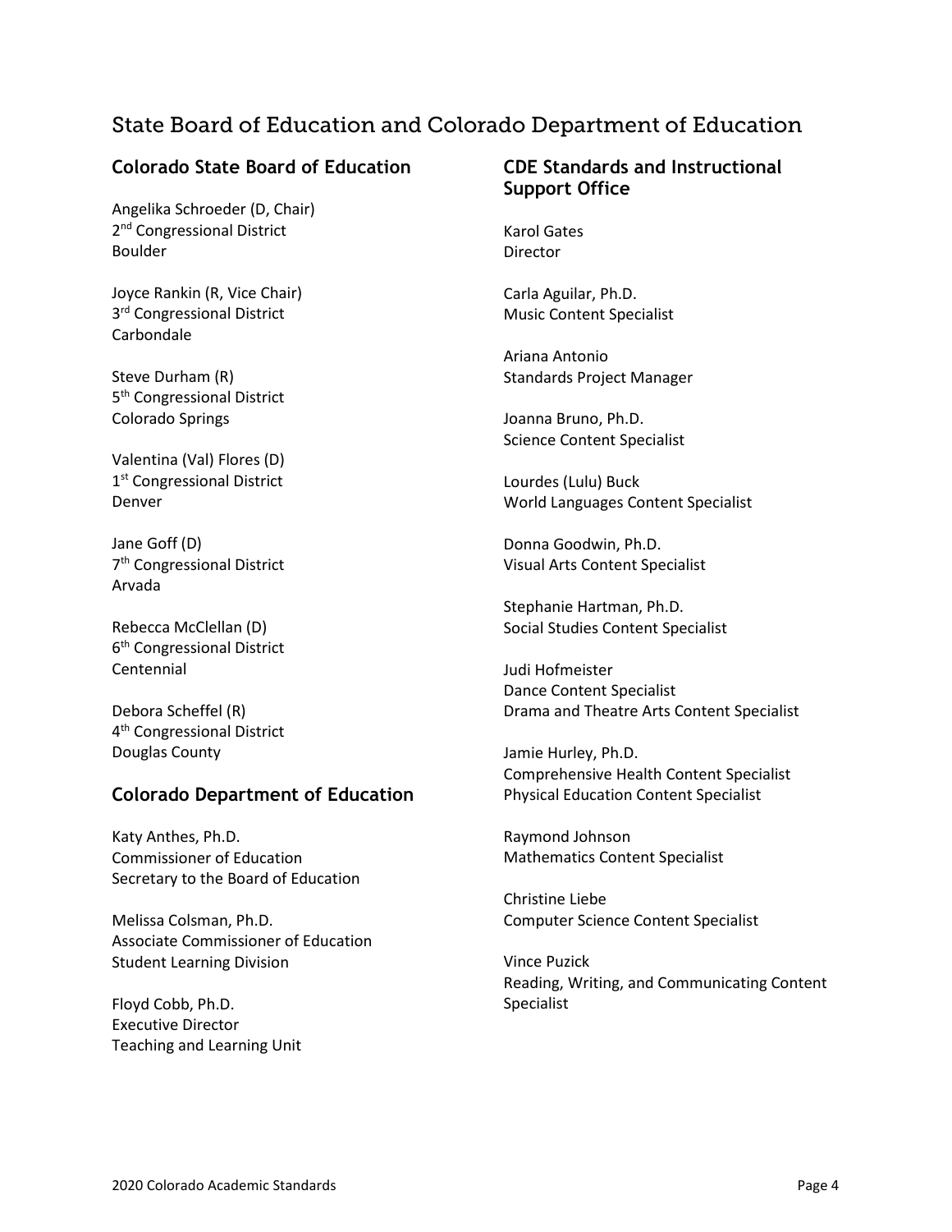# State Board of Education and Colorado Department of Education

## Colorado State Board of Education

Angelika Schroeder (D, Chair)
2nd Congressional District
Boulder

Joyce Rankin (R, Vice Chair)
3rd Congressional District
Carbondale

Steve Durham (R)
5th Congressional District
Colorado Springs

Valentina (Val) Flores (D)
1st Congressional District
Denver

Jane Goff (D)
7th Congressional District
Arvada

Rebecca McClellan (D)
6th Congressional District
Centennial

Debora Scheffel (R)
4th Congressional District
Douglas County

## Colorado Department of Education

Katy Anthes, Ph.D.
Commissioner of Education
Secretary to the Board of Education

Melissa Colsman, Ph.D.
Associate Commissioner of Education
Student Learning Division

Floyd Cobb, Ph.D.
Executive Director
Teaching and Learning Unit

## CDE Standards and Instructional Support Office

Karol Gates
Director

Carla Aguilar, Ph.D.
Music Content Specialist

Ariana Antonio
Standards Project Manager

Joanna Bruno, Ph.D.
Science Content Specialist

Lourdes (Lulu) Buck
World Languages Content Specialist

Donna Goodwin, Ph.D.
Visual Arts Content Specialist

Stephanie Hartman, Ph.D.
Social Studies Content Specialist

Judi Hofmeister
Dance Content Specialist
Drama and Theatre Arts Content Specialist

Jamie Hurley, Ph.D.
Comprehensive Health Content Specialist
Physical Education Content Specialist

Raymond Johnson
Mathematics Content Specialist

Christine Liebe
Computer Science Content Specialist

Vince Puzick
Reading, Writing, and Communicating Content Specialist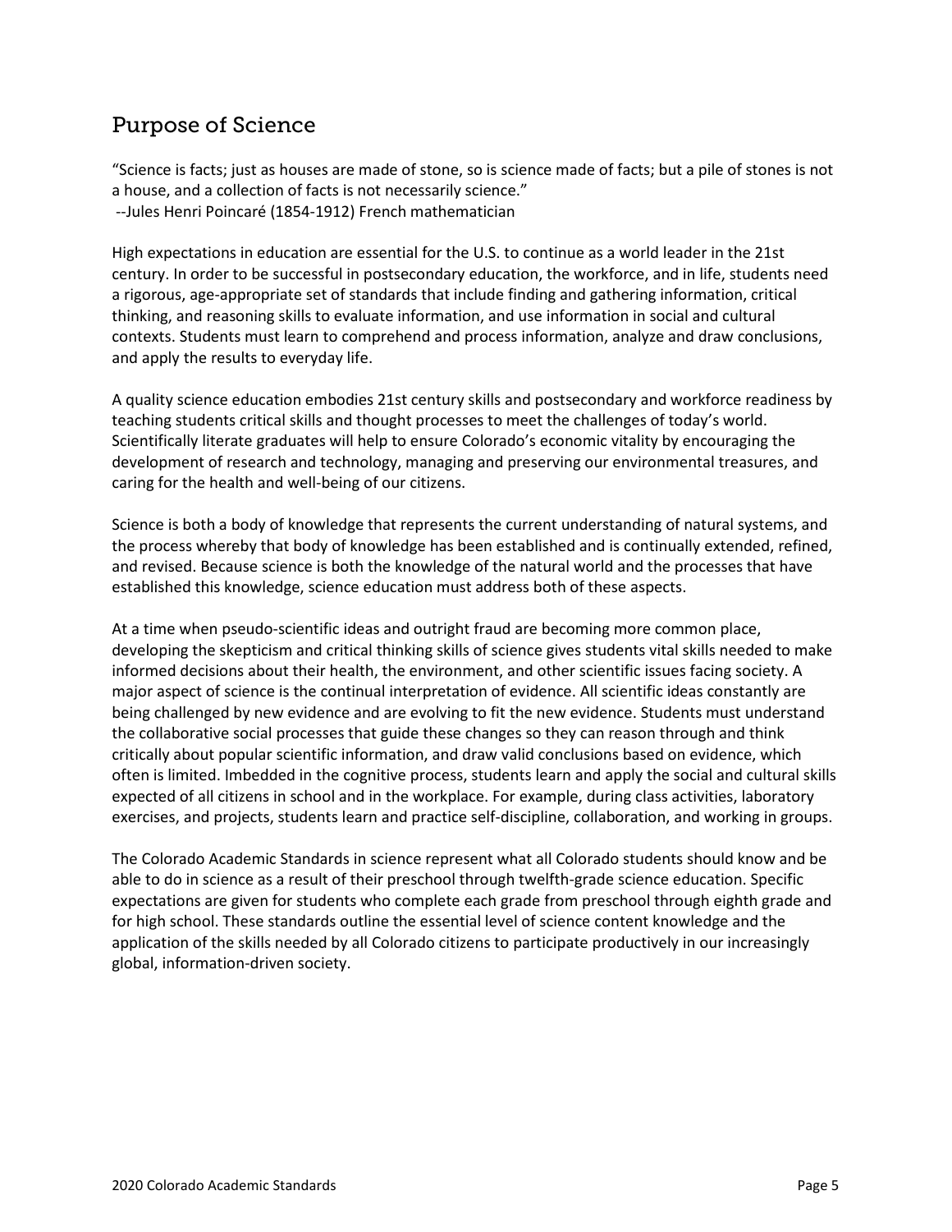## Purpose of Science

"Science is facts; just as houses are made of stone, so is science made of facts; but a pile of stones is not a house, and a collection of facts is not necessarily science."
--Jules Henri Poincaré (1854-1912) French mathematician

High expectations in education are essential for the U.S. to continue as a world leader in the 21st century. In order to be successful in postsecondary education, the workforce, and in life, students need a rigorous, age-appropriate set of standards that include finding and gathering information, critical thinking, and reasoning skills to evaluate information, and use information in social and cultural contexts. Students must learn to comprehend and process information, analyze and draw conclusions, and apply the results to everyday life.

A quality science education embodies 21st century skills and postsecondary and workforce readiness by teaching students critical skills and thought processes to meet the challenges of today's world. Scientifically literate graduates will help to ensure Colorado's economic vitality by encouraging the development of research and technology, managing and preserving our environmental treasures, and caring for the health and well-being of our citizens.

Science is both a body of knowledge that represents the current understanding of natural systems, and the process whereby that body of knowledge has been established and is continually extended, refined, and revised. Because science is both the knowledge of the natural world and the processes that have established this knowledge, science education must address both of these aspects.

At a time when pseudo-scientific ideas and outright fraud are becoming more common place, developing the skepticism and critical thinking skills of science gives students vital skills needed to make informed decisions about their health, the environment, and other scientific issues facing society. A major aspect of science is the continual interpretation of evidence. All scientific ideas constantly are being challenged by new evidence and are evolving to fit the new evidence. Students must understand the collaborative social processes that guide these changes so they can reason through and think critically about popular scientific information, and draw valid conclusions based on evidence, which often is limited. Imbedded in the cognitive process, students learn and apply the social and cultural skills expected of all citizens in school and in the workplace. For example, during class activities, laboratory exercises, and projects, students learn and practice self-discipline, collaboration, and working in groups.

The Colorado Academic Standards in science represent what all Colorado students should know and be able to do in science as a result of their preschool through twelfth-grade science education. Specific expectations are given for students who complete each grade from preschool through eighth grade and for high school. These standards outline the essential level of science content knowledge and the application of the skills needed by all Colorado citizens to participate productively in our increasingly global, information-driven society.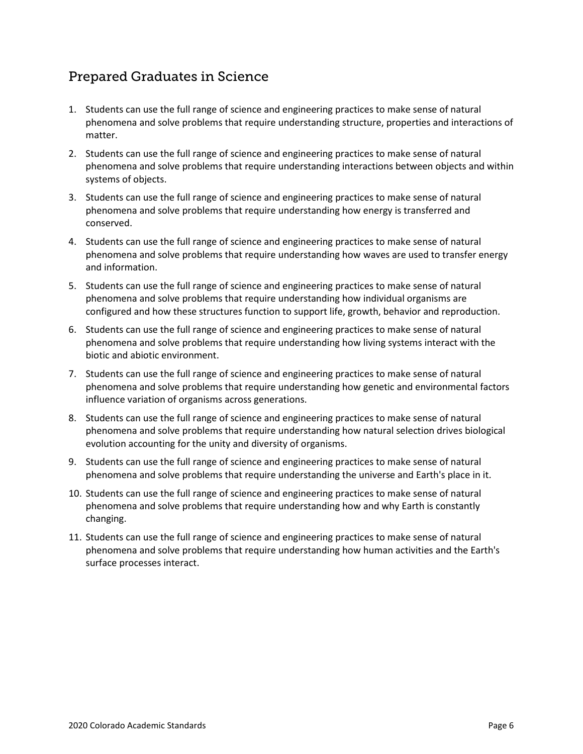## Prepared Graduates in Science

1. Students can use the full range of science and engineering practices to make sense of natural phenomena and solve problems that require understanding structure, properties and interactions of matter.
2. Students can use the full range of science and engineering practices to make sense of natural phenomena and solve problems that require understanding interactions between objects and within systems of objects.
3. Students can use the full range of science and engineering practices to make sense of natural phenomena and solve problems that require understanding how energy is transferred and conserved.
4. Students can use the full range of science and engineering practices to make sense of natural phenomena and solve problems that require understanding how waves are used to transfer energy and information.
5. Students can use the full range of science and engineering practices to make sense of natural phenomena and solve problems that require understanding how individual organisms are configured and how these structures function to support life, growth, behavior and reproduction.
6. Students can use the full range of science and engineering practices to make sense of natural phenomena and solve problems that require understanding how living systems interact with the biotic and abiotic environment.
7. Students can use the full range of science and engineering practices to make sense of natural phenomena and solve problems that require understanding how genetic and environmental factors influence variation of organisms across generations.
8. Students can use the full range of science and engineering practices to make sense of natural phenomena and solve problems that require understanding how natural selection drives biological evolution accounting for the unity and diversity of organisms.
9. Students can use the full range of science and engineering practices to make sense of natural phenomena and solve problems that require understanding the universe and Earth's place in it.
10. Students can use the full range of science and engineering practices to make sense of natural phenomena and solve problems that require understanding how and why Earth is constantly changing.
11. Students can use the full range of science and engineering practices to make sense of natural phenomena and solve problems that require understanding how human activities and the Earth's surface processes interact.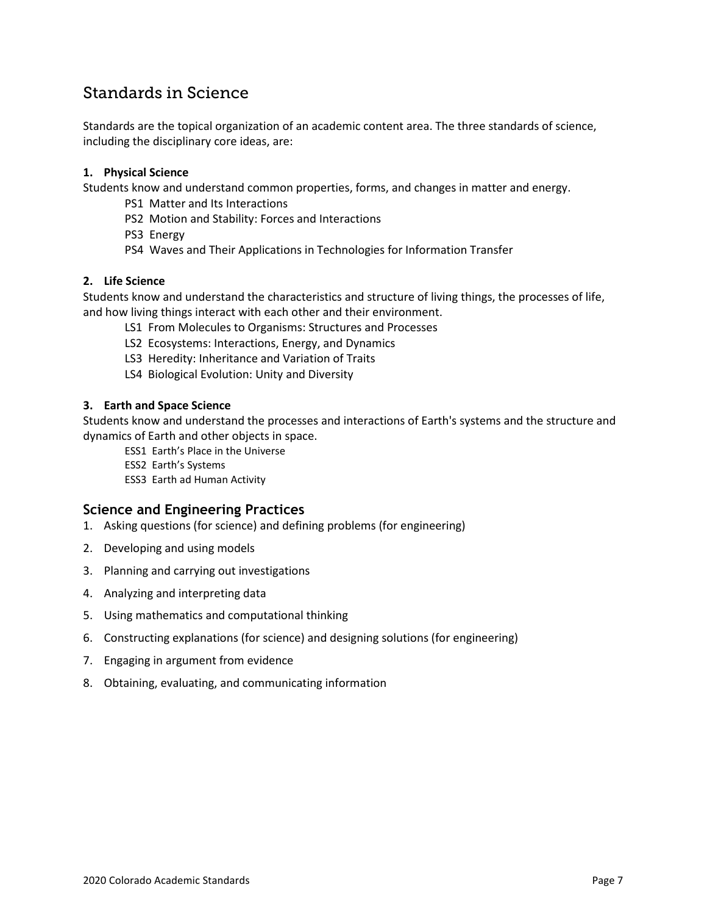## Standards in Science

Standards are the topical organization of an academic content area. The three standards of science, including the disciplinary core ideas, are:

**1. Physical Science**

Students know and understand common properties, forms, and changes in matter and energy.

- PS1 Matter and Its Interactions
- PS2 Motion and Stability: Forces and Interactions
- PS3 Energy
- PS4 Waves and Their Applications in Technologies for Information Transfer

**2. Life Science**

Students know and understand the characteristics and structure of living things, the processes of life, and how living things interact with each other and their environment.

- LS1 From Molecules to Organisms: Structures and Processes
- LS2 Ecosystems: Interactions, Energy, and Dynamics
- LS3 Heredity: Inheritance and Variation of Traits
- LS4 Biological Evolution: Unity and Diversity

**3. Earth and Space Science**

Students know and understand the processes and interactions of Earth's systems and the structure and dynamics of Earth and other objects in space.

- ESS1 Earth's Place in the Universe
- ESS2 Earth's Systems
- ESS3 Earth ad Human Activity

### Science and Engineering Practices

1. Asking questions (for science) and defining problems (for engineering)
2. Developing and using models
3. Planning and carrying out investigations
4. Analyzing and interpreting data
5. Using mathematics and computational thinking
6. Constructing explanations (for science) and designing solutions (for engineering)
7. Engaging in argument from evidence
8. Obtaining, evaluating, and communicating information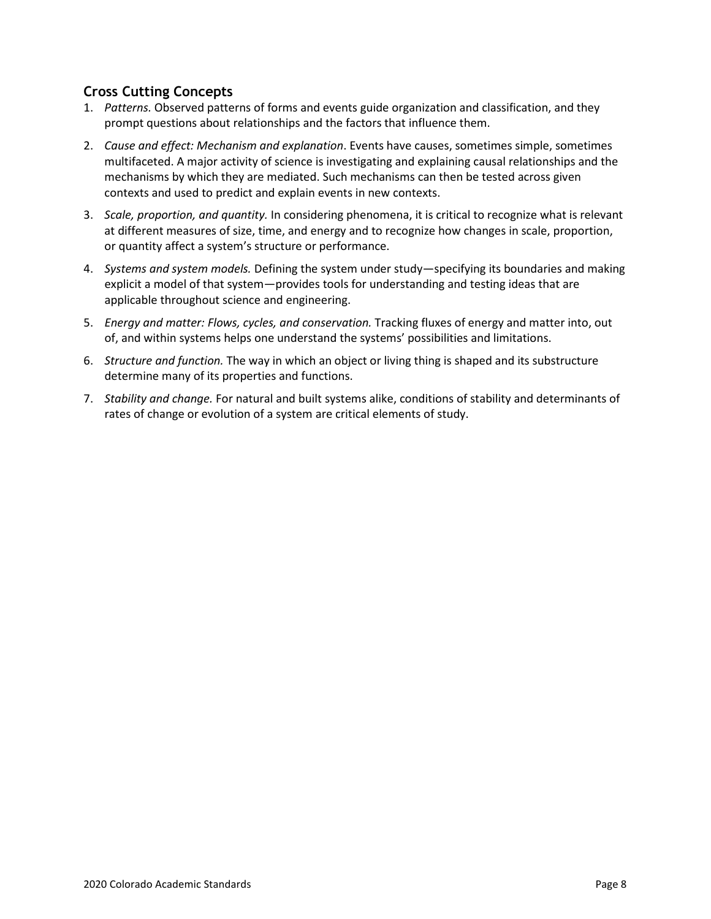## Cross Cutting Concepts

1. *Patterns.* Observed patterns of forms and events guide organization and classification, and they prompt questions about relationships and the factors that influence them.
2. *Cause and effect: Mechanism and explanation*. Events have causes, sometimes simple, sometimes multifaceted. A major activity of science is investigating and explaining causal relationships and the mechanisms by which they are mediated. Such mechanisms can then be tested across given contexts and used to predict and explain events in new contexts.
3. *Scale, proportion, and quantity.* In considering phenomena, it is critical to recognize what is relevant at different measures of size, time, and energy and to recognize how changes in scale, proportion, or quantity affect a system's structure or performance.
4. *Systems and system models.* Defining the system under study—specifying its boundaries and making explicit a model of that system—provides tools for understanding and testing ideas that are applicable throughout science and engineering.
5. *Energy and matter: Flows, cycles, and conservation.* Tracking fluxes of energy and matter into, out of, and within systems helps one understand the systems' possibilities and limitations.
6. *Structure and function.* The way in which an object or living thing is shaped and its substructure determine many of its properties and functions.
7. *Stability and change.* For natural and built systems alike, conditions of stability and determinants of rates of change or evolution of a system are critical elements of study.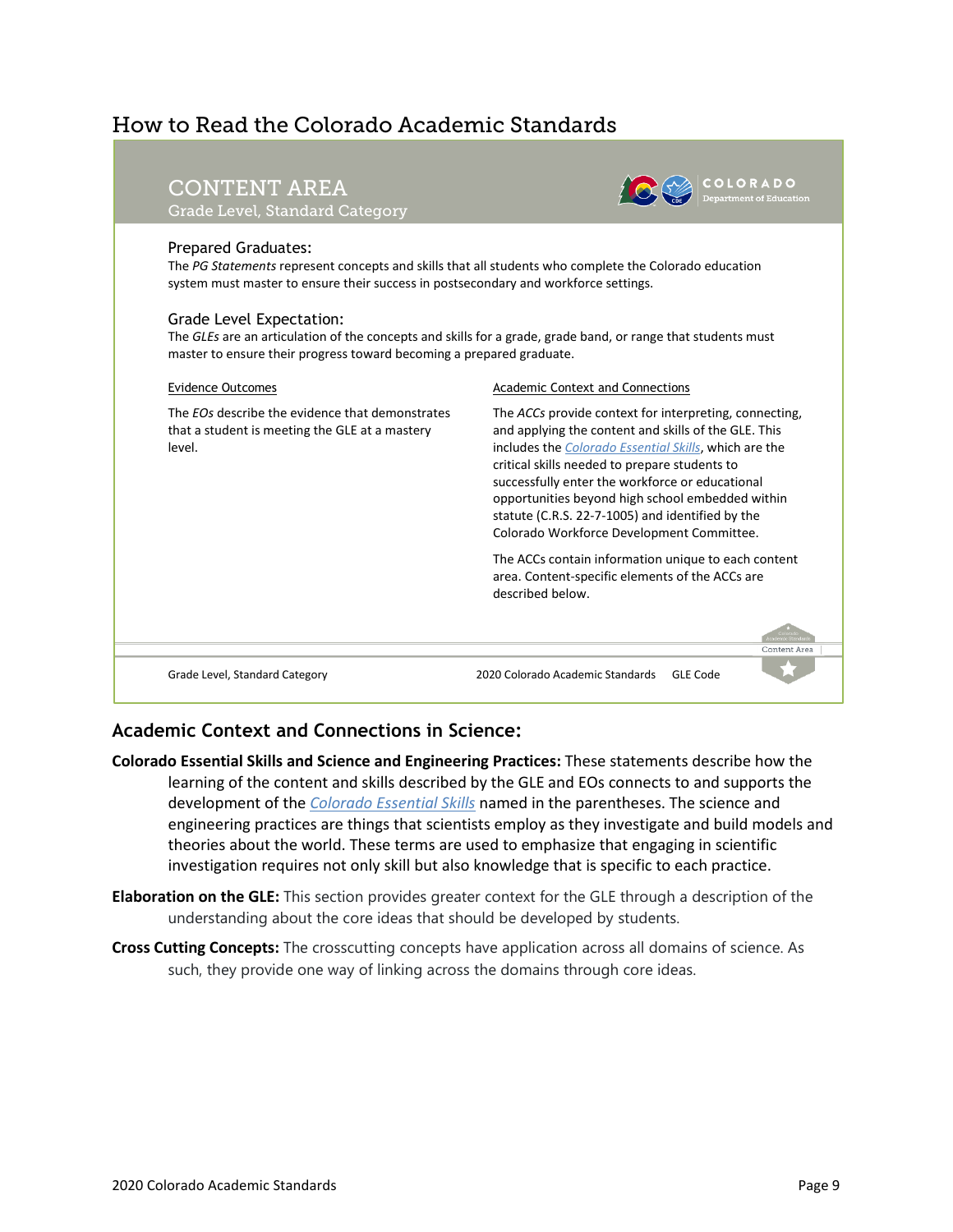# How to Read the Colorado Academic Standards

## CONTENT AREA

Grade Level, Standard Category

COLORADO Department of Education

### Prepared Graduates:

The *PG Statements* represent concepts and skills that all students who complete the Colorado education system must master to ensure their success in postsecondary and workforce settings.

### Grade Level Expectation:

The *GLEs* are an articulation of the concepts and skills for a grade, grade band, or range that students must master to ensure their progress toward becoming a prepared graduate.

**Evidence Outcomes**

The *EOs* describe the evidence that demonstrates that a student is meeting the GLE at a mastery level.

**Academic Context and Connections**

The *ACCs* provide context for interpreting, connecting, and applying the content and skills of the GLE. This includes the *Colorado Essential Skills*, which are the critical skills needed to prepare students to successfully enter the workforce or educational opportunities beyond high school embedded within statute (C.R.S. 22-7-1005) and identified by the Colorado Workforce Development Committee.

The ACCs contain information unique to each content area. Content-specific elements of the ACCs are described below.

Content Area

Grade Level, Standard Category | 2020 Colorado Academic Standards | GLE Code

## Academic Context and Connections in Science:

**Colorado Essential Skills and Science and Engineering Practices:** These statements describe how the learning of the content and skills described by the GLE and EOs connects to and supports the development of the *Colorado Essential Skills* named in the parentheses. The science and engineering practices are things that scientists employ as they investigate and build models and theories about the world. These terms are used to emphasize that engaging in scientific investigation requires not only skill but also knowledge that is specific to each practice.

**Elaboration on the GLE:** This section provides greater context for the GLE through a description of the understanding about the core ideas that should be developed by students.

**Cross Cutting Concepts:** The crosscutting concepts have application across all domains of science. As such, they provide one way of linking across the domains through core ideas.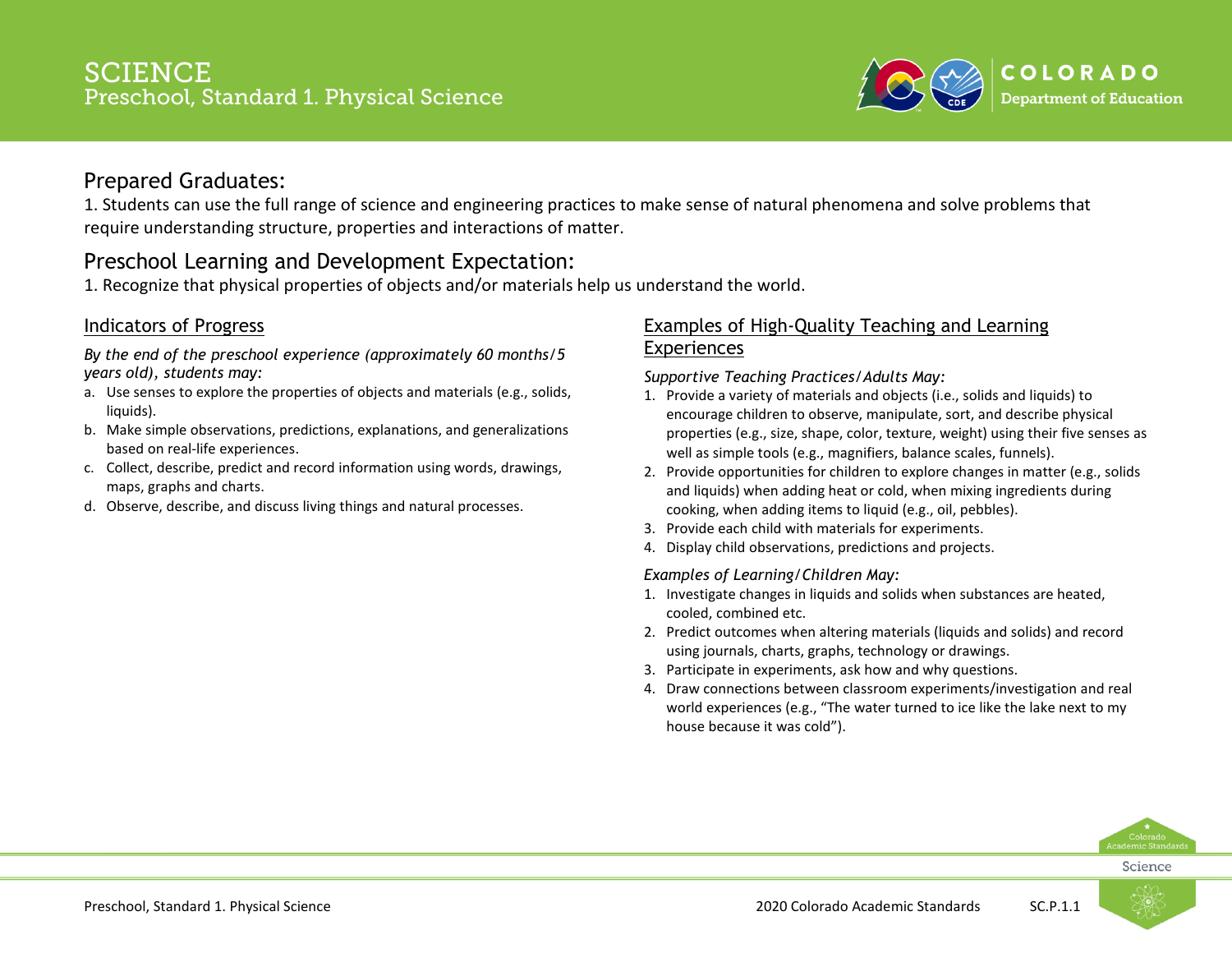# SCIENCE
## Preschool, Standard 1. Physical Science

## Prepared Graduates:

1. Students can use the full range of science and engineering practices to make sense of natural phenomena and solve problems that require understanding structure, properties and interactions of matter.

## Preschool Learning and Development Expectation:

1. Recognize that physical properties of objects and/or materials help us understand the world.

### Indicators of Progress

*By the end of the preschool experience (approximately 60 months/5 years old), students may:*

a. Use senses to explore the properties of objects and materials (e.g., solids, liquids).
b. Make simple observations, predictions, explanations, and generalizations based on real-life experiences.
c. Collect, describe, predict and record information using words, drawings, maps, graphs and charts.
d. Observe, describe, and discuss living things and natural processes.

### Examples of High-Quality Teaching and Learning Experiences

*Supportive Teaching Practices/Adults May:*

1. Provide a variety of materials and objects (i.e., solids and liquids) to encourage children to observe, manipulate, sort, and describe physical properties (e.g., size, shape, color, texture, weight) using their five senses as well as simple tools (e.g., magnifiers, balance scales, funnels).
2. Provide opportunities for children to explore changes in matter (e.g., solids and liquids) when adding heat or cold, when mixing ingredients during cooking, when adding items to liquid (e.g., oil, pebbles).
3. Provide each child with materials for experiments.
4. Display child observations, predictions and projects.

*Examples of Learning/Children May:*

1. Investigate changes in liquids and solids when substances are heated, cooled, combined etc.
2. Predict outcomes when altering materials (liquids and solids) and record using journals, charts, graphs, technology or drawings.
3. Participate in experiments, ask how and why questions.
4. Draw connections between classroom experiments/investigation and real world experiences (e.g., "The water turned to ice like the lake next to my house because it was cold").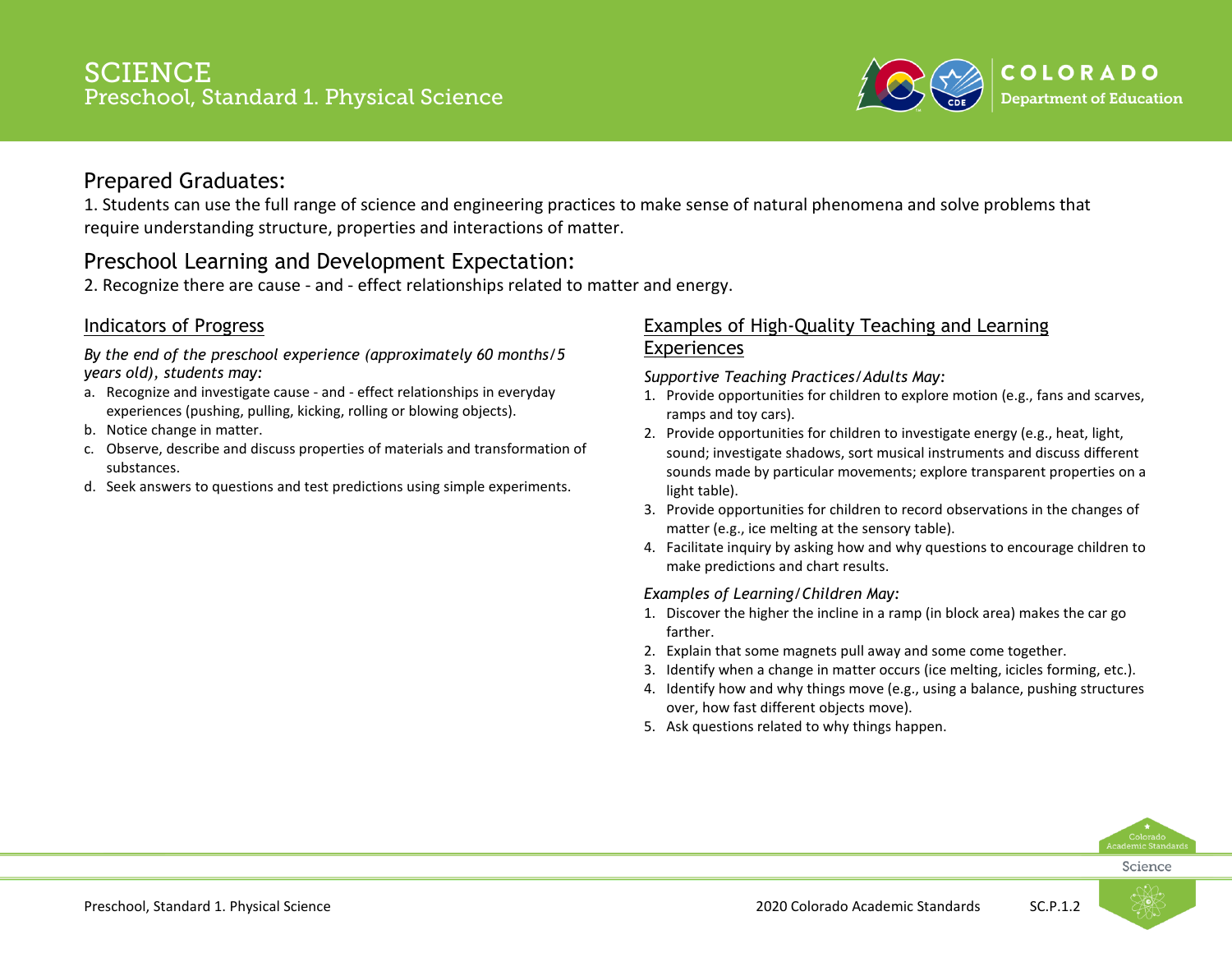# SCIENCE
## Preschool, Standard 1. Physical Science

## Prepared Graduates:

1. Students can use the full range of science and engineering practices to make sense of natural phenomena and solve problems that require understanding structure, properties and interactions of matter.

## Preschool Learning and Development Expectation:

2. Recognize there are cause - and - effect relationships related to matter and energy.

### Indicators of Progress

*By the end of the preschool experience (approximately 60 months/5 years old), students may:*

a. Recognize and investigate cause - and - effect relationships in everyday experiences (pushing, pulling, kicking, rolling or blowing objects).
b. Notice change in matter.
c. Observe, describe and discuss properties of materials and transformation of substances.
d. Seek answers to questions and test predictions using simple experiments.

### Examples of High-Quality Teaching and Learning Experiences

*Supportive Teaching Practices/Adults May:*

1. Provide opportunities for children to explore motion (e.g., fans and scarves, ramps and toy cars).
2. Provide opportunities for children to investigate energy (e.g., heat, light, sound; investigate shadows, sort musical instruments and discuss different sounds made by particular movements; explore transparent properties on a light table).
3. Provide opportunities for children to record observations in the changes of matter (e.g., ice melting at the sensory table).
4. Facilitate inquiry by asking how and why questions to encourage children to make predictions and chart results.

*Examples of Learning/Children May:*

1. Discover the higher the incline in a ramp (in block area) makes the car go farther.
2. Explain that some magnets pull away and some come together.
3. Identify when a change in matter occurs (ice melting, icicles forming, etc.).
4. Identify how and why things move (e.g., using a balance, pushing structures over, how fast different objects move).
5. Ask questions related to why things happen.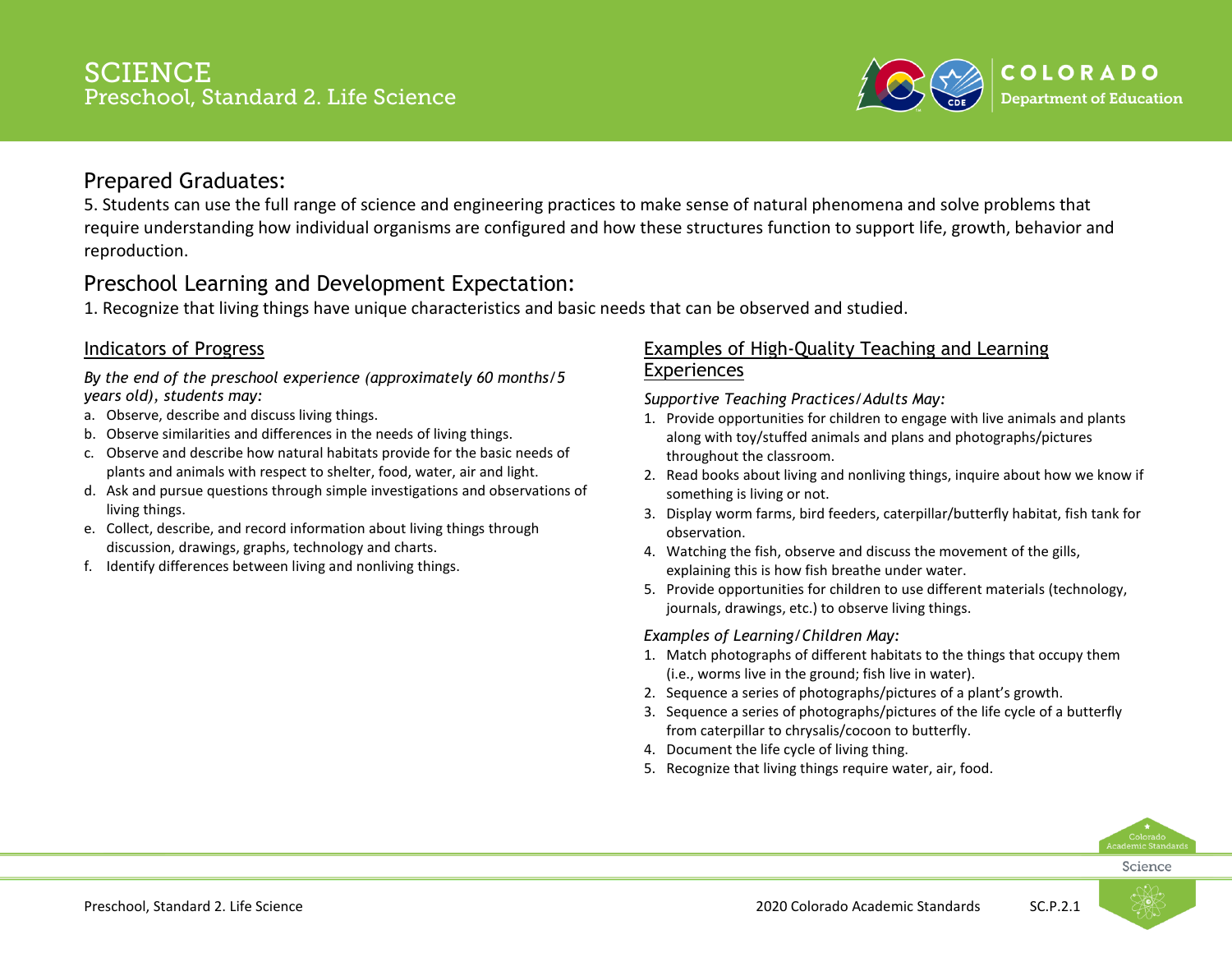# SCIENCE
## Preschool, Standard 2. Life Science

## Prepared Graduates:

5. Students can use the full range of science and engineering practices to make sense of natural phenomena and solve problems that require understanding how individual organisms are configured and how these structures function to support life, growth, behavior and reproduction.

## Preschool Learning and Development Expectation:

1. Recognize that living things have unique characteristics and basic needs that can be observed and studied.

### Indicators of Progress

*By the end of the preschool experience (approximately 60 months/5 years old), students may:*

a. Observe, describe and discuss living things.
b. Observe similarities and differences in the needs of living things.
c. Observe and describe how natural habitats provide for the basic needs of plants and animals with respect to shelter, food, water, air and light.
d. Ask and pursue questions through simple investigations and observations of living things.
e. Collect, describe, and record information about living things through discussion, drawings, graphs, technology and charts.
f. Identify differences between living and nonliving things.

### Examples of High-Quality Teaching and Learning Experiences

*Supportive Teaching Practices/Adults May:*

1. Provide opportunities for children to engage with live animals and plants along with toy/stuffed animals and plans and photographs/pictures throughout the classroom.
2. Read books about living and nonliving things, inquire about how we know if something is living or not.
3. Display worm farms, bird feeders, caterpillar/butterfly habitat, fish tank for observation.
4. Watching the fish, observe and discuss the movement of the gills, explaining this is how fish breathe under water.
5. Provide opportunities for children to use different materials (technology, journals, drawings, etc.) to observe living things.

*Examples of Learning/Children May:*

1. Match photographs of different habitats to the things that occupy them (i.e., worms live in the ground; fish live in water).
2. Sequence a series of photographs/pictures of a plant's growth.
3. Sequence a series of photographs/pictures of the life cycle of a butterfly from caterpillar to chrysalis/cocoon to butterfly.
4. Document the life cycle of living thing.
5. Recognize that living things require water, air, food.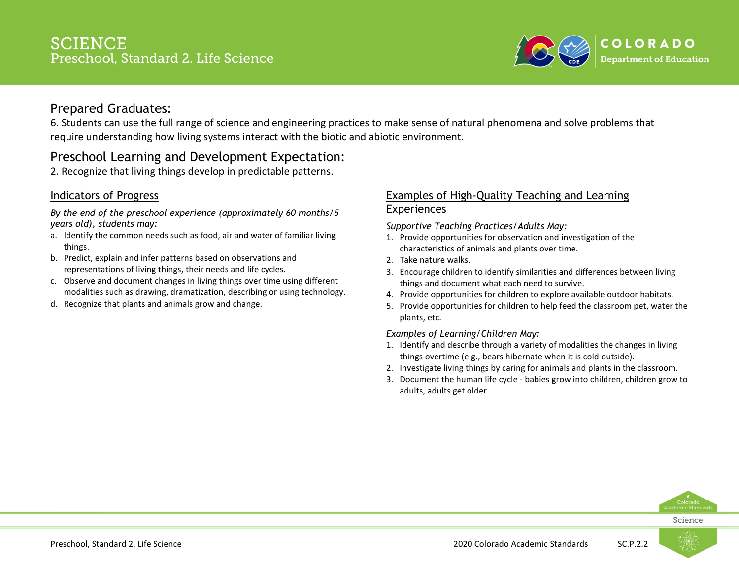# SCIENCE
## Preschool, Standard 2. Life Science

## Prepared Graduates:

6. Students can use the full range of science and engineering practices to make sense of natural phenomena and solve problems that require understanding how living systems interact with the biotic and abiotic environment.

## Preschool Learning and Development Expectation:

2. Recognize that living things develop in predictable patterns.

### Indicators of Progress

*By the end of the preschool experience (approximately 60 months/5 years old), students may:*

a. Identify the common needs such as food, air and water of familiar living things.
b. Predict, explain and infer patterns based on observations and representations of living things, their needs and life cycles.
c. Observe and document changes in living things over time using different modalities such as drawing, dramatization, describing or using technology.
d. Recognize that plants and animals grow and change.

### Examples of High-Quality Teaching and Learning Experiences

*Supportive Teaching Practices/Adults May:*

1. Provide opportunities for observation and investigation of the characteristics of animals and plants over time.
2. Take nature walks.
3. Encourage children to identify similarities and differences between living things and document what each need to survive.
4. Provide opportunities for children to explore available outdoor habitats.
5. Provide opportunities for children to help feed the classroom pet, water the plants, etc.

*Examples of Learning/Children May:*

1. Identify and describe through a variety of modalities the changes in living things overtime (e.g., bears hibernate when it is cold outside).
2. Investigate living things by caring for animals and plants in the classroom.
3. Document the human life cycle - babies grow into children, children grow to adults, adults get older.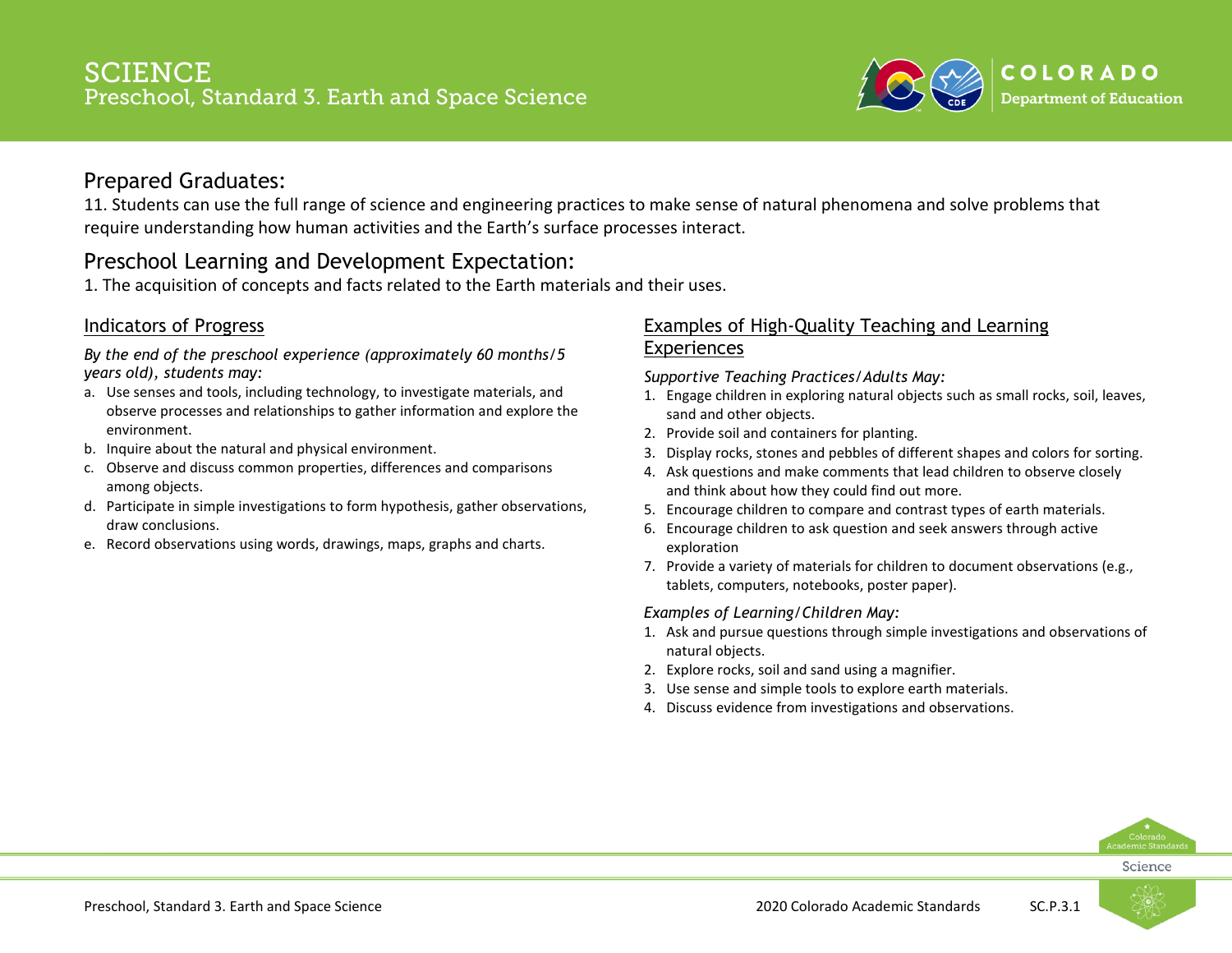# SCIENCE
## Preschool, Standard 3. Earth and Space Science

## Prepared Graduates:

11. Students can use the full range of science and engineering practices to make sense of natural phenomena and solve problems that require understanding how human activities and the Earth's surface processes interact.

## Preschool Learning and Development Expectation:

1. The acquisition of concepts and facts related to the Earth materials and their uses.

### Indicators of Progress

*By the end of the preschool experience (approximately 60 months/5 years old), students may:*

a. Use senses and tools, including technology, to investigate materials, and observe processes and relationships to gather information and explore the environment.
b. Inquire about the natural and physical environment.
c. Observe and discuss common properties, differences and comparisons among objects.
d. Participate in simple investigations to form hypothesis, gather observations, draw conclusions.
e. Record observations using words, drawings, maps, graphs and charts.

### Examples of High-Quality Teaching and Learning Experiences

*Supportive Teaching Practices/Adults May:*

1. Engage children in exploring natural objects such as small rocks, soil, leaves, sand and other objects.
2. Provide soil and containers for planting.
3. Display rocks, stones and pebbles of different shapes and colors for sorting.
4. Ask questions and make comments that lead children to observe closely and think about how they could find out more.
5. Encourage children to compare and contrast types of earth materials.
6. Encourage children to ask question and seek answers through active exploration
7. Provide a variety of materials for children to document observations (e.g., tablets, computers, notebooks, poster paper).

*Examples of Learning/Children May:*

1. Ask and pursue questions through simple investigations and observations of natural objects.
2. Explore rocks, soil and sand using a magnifier.
3. Use sense and simple tools to explore earth materials.
4. Discuss evidence from investigations and observations.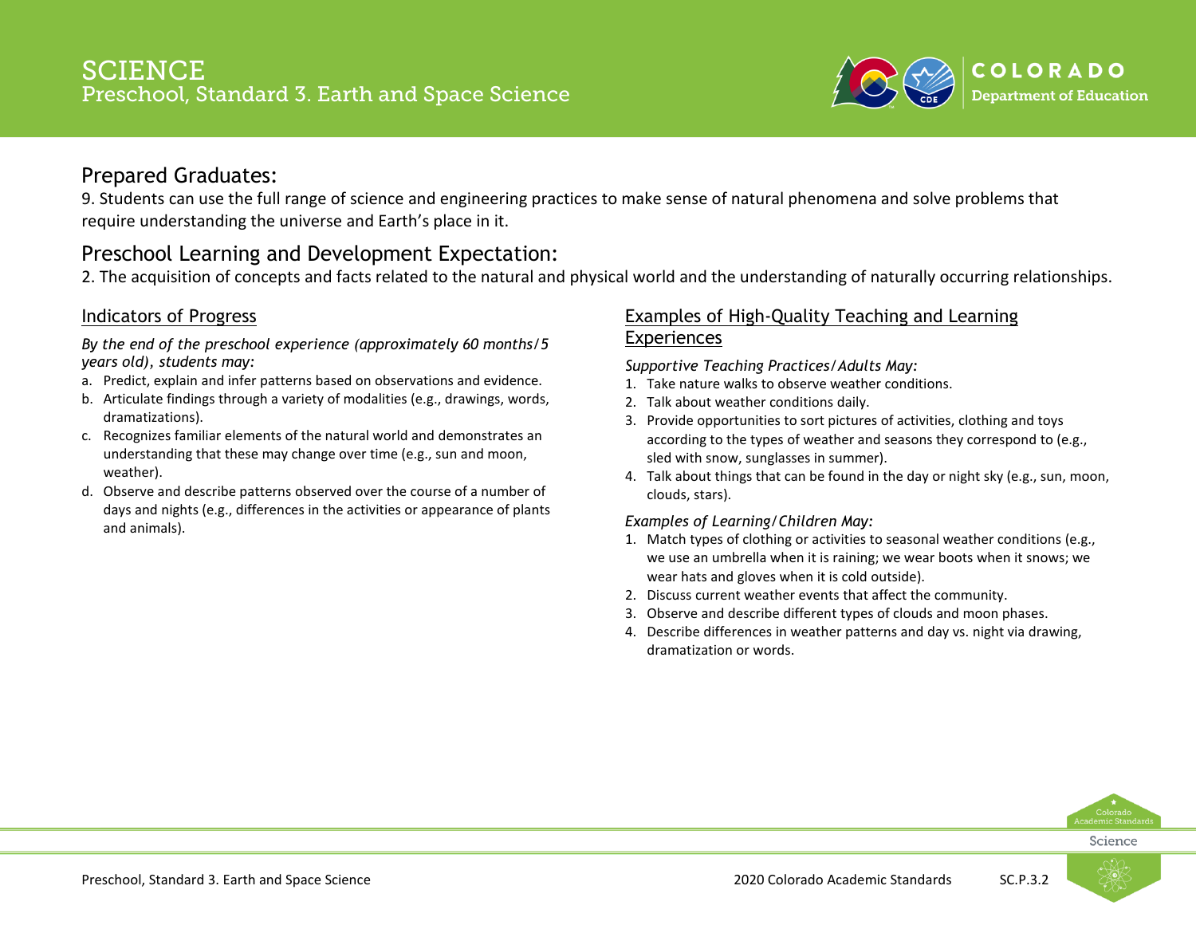# SCIENCE
## Preschool, Standard 3. Earth and Space Science

## Prepared Graduates:

9. Students can use the full range of science and engineering practices to make sense of natural phenomena and solve problems that require understanding the universe and Earth's place in it.

## Preschool Learning and Development Expectation:

2. The acquisition of concepts and facts related to the natural and physical world and the understanding of naturally occurring relationships.

### Indicators of Progress

*By the end of the preschool experience (approximately 60 months/5 years old), students may:*

a. Predict, explain and infer patterns based on observations and evidence.
b. Articulate findings through a variety of modalities (e.g., drawings, words, dramatizations).
c. Recognizes familiar elements of the natural world and demonstrates an understanding that these may change over time (e.g., sun and moon, weather).
d. Observe and describe patterns observed over the course of a number of days and nights (e.g., differences in the activities or appearance of plants and animals).

### Examples of High-Quality Teaching and Learning Experiences

*Supportive Teaching Practices/Adults May:*

1. Take nature walks to observe weather conditions.
2. Talk about weather conditions daily.
3. Provide opportunities to sort pictures of activities, clothing and toys according to the types of weather and seasons they correspond to (e.g., sled with snow, sunglasses in summer).
4. Talk about things that can be found in the day or night sky (e.g., sun, moon, clouds, stars).

*Examples of Learning/Children May:*

1. Match types of clothing or activities to seasonal weather conditions (e.g., we use an umbrella when it is raining; we wear boots when it snows; we wear hats and gloves when it is cold outside).
2. Discuss current weather events that affect the community.
3. Observe and describe different types of clouds and moon phases.
4. Describe differences in weather patterns and day vs. night via drawing, dramatization or words.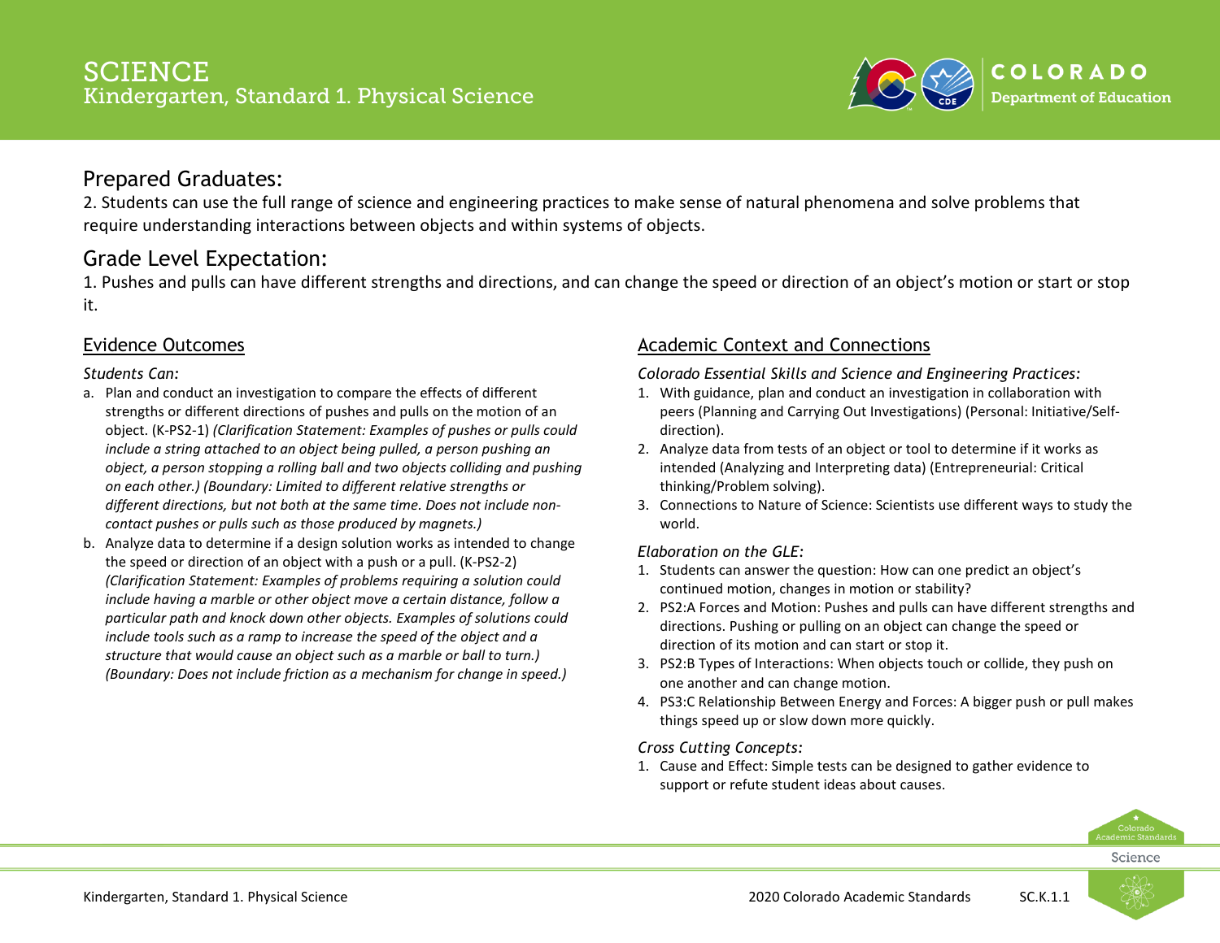# SCIENCE
## Kindergarten, Standard 1. Physical Science

## Prepared Graduates:

2. Students can use the full range of science and engineering practices to make sense of natural phenomena and solve problems that require understanding interactions between objects and within systems of objects.

## Grade Level Expectation:

1. Pushes and pulls can have different strengths and directions, and can change the speed or direction of an object's motion or start or stop it.

### Evidence Outcomes

*Students Can:*

a. Plan and conduct an investigation to compare the effects of different strengths or different directions of pushes and pulls on the motion of an object. (K-PS2-1) *(Clarification Statement: Examples of pushes or pulls could include a string attached to an object being pulled, a person pushing an object, a person stopping a rolling ball and two objects colliding and pushing on each other.) (Boundary: Limited to different relative strengths or different directions, but not both at the same time. Does not include non-contact pushes or pulls such as those produced by magnets.)*

b. Analyze data to determine if a design solution works as intended to change the speed or direction of an object with a push or a pull. (K-PS2-2) *(Clarification Statement: Examples of problems requiring a solution could include having a marble or other object move a certain distance, follow a particular path and knock down other objects. Examples of solutions could include tools such as a ramp to increase the speed of the object and a structure that would cause an object such as a marble or ball to turn.) (Boundary: Does not include friction as a mechanism for change in speed.)*

### Academic Context and Connections

*Colorado Essential Skills and Science and Engineering Practices:*

1. With guidance, plan and conduct an investigation in collaboration with peers (Planning and Carrying Out Investigations) (Personal: Initiative/Self-direction).
2. Analyze data from tests of an object or tool to determine if it works as intended (Analyzing and Interpreting data) (Entrepreneurial: Critical thinking/Problem solving).
3. Connections to Nature of Science: Scientists use different ways to study the world.

*Elaboration on the GLE:*

1. Students can answer the question: How can one predict an object's continued motion, changes in motion or stability?
2. PS2:A Forces and Motion: Pushes and pulls can have different strengths and directions. Pushing or pulling on an object can change the speed or direction of its motion and can start or stop it.
3. PS2:B Types of Interactions: When objects touch or collide, they push on one another and can change motion.
4. PS3:C Relationship Between Energy and Forces: A bigger push or pull makes things speed up or slow down more quickly.

*Cross Cutting Concepts:*

1. Cause and Effect: Simple tests can be designed to gather evidence to support or refute student ideas about causes.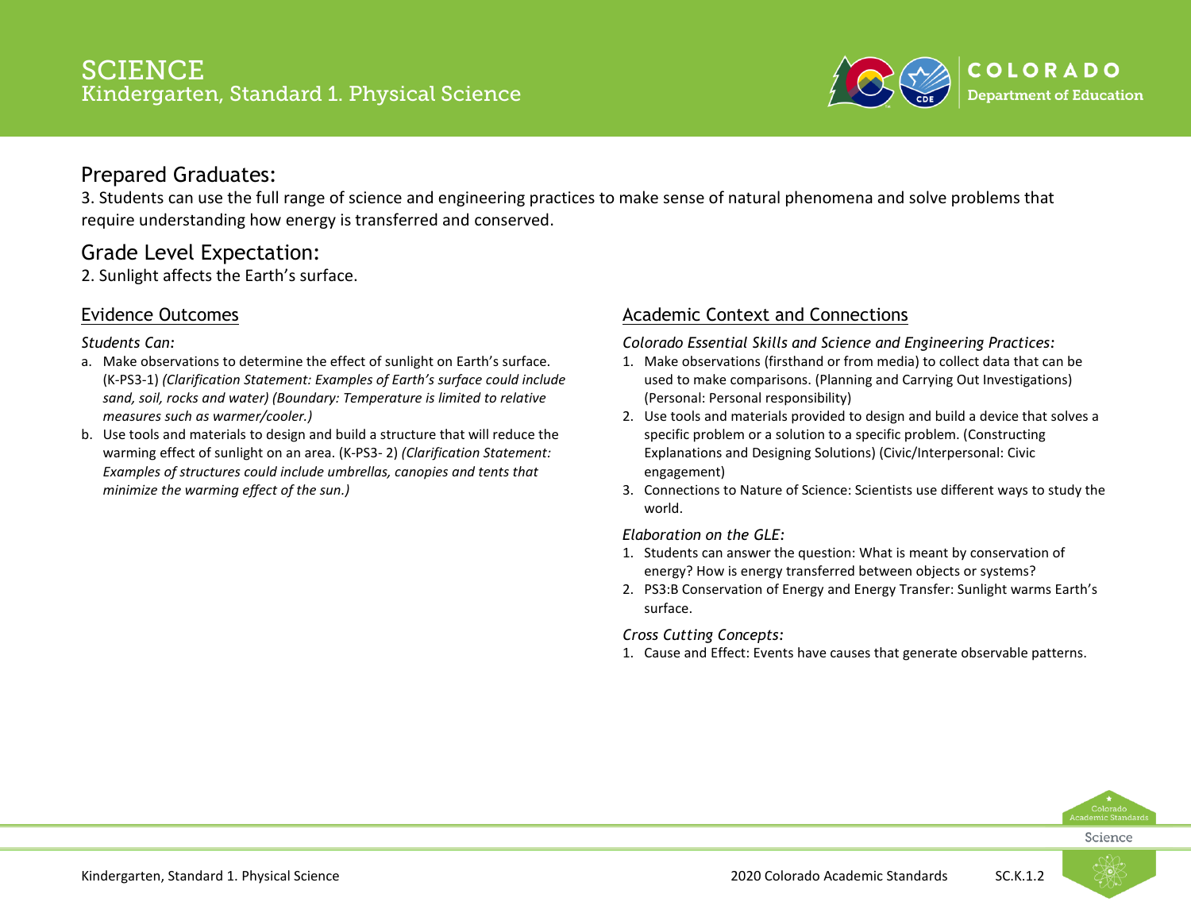# SCIENCE
## Kindergarten, Standard 1. Physical Science

## Prepared Graduates:

3. Students can use the full range of science and engineering practices to make sense of natural phenomena and solve problems that require understanding how energy is transferred and conserved.

## Grade Level Expectation:

2. Sunlight affects the Earth's surface.

### Evidence Outcomes

*Students Can:*

a. Make observations to determine the effect of sunlight on Earth's surface. (K-PS3-1) *(Clarification Statement: Examples of Earth's surface could include sand, soil, rocks and water) (Boundary: Temperature is limited to relative measures such as warmer/cooler.)*

b. Use tools and materials to design and build a structure that will reduce the warming effect of sunlight on an area. (K-PS3- 2) *(Clarification Statement: Examples of structures could include umbrellas, canopies and tents that minimize the warming effect of the sun.)*

### Academic Context and Connections

*Colorado Essential Skills and Science and Engineering Practices:*

1. Make observations (firsthand or from media) to collect data that can be used to make comparisons. (Planning and Carrying Out Investigations) (Personal: Personal responsibility)
2. Use tools and materials provided to design and build a device that solves a specific problem or a solution to a specific problem. (Constructing Explanations and Designing Solutions) (Civic/Interpersonal: Civic engagement)
3. Connections to Nature of Science: Scientists use different ways to study the world.

*Elaboration on the GLE:*

1. Students can answer the question: What is meant by conservation of energy? How is energy transferred between objects or systems?
2. PS3:B Conservation of Energy and Energy Transfer: Sunlight warms Earth's surface.

*Cross Cutting Concepts:*

1. Cause and Effect: Events have causes that generate observable patterns.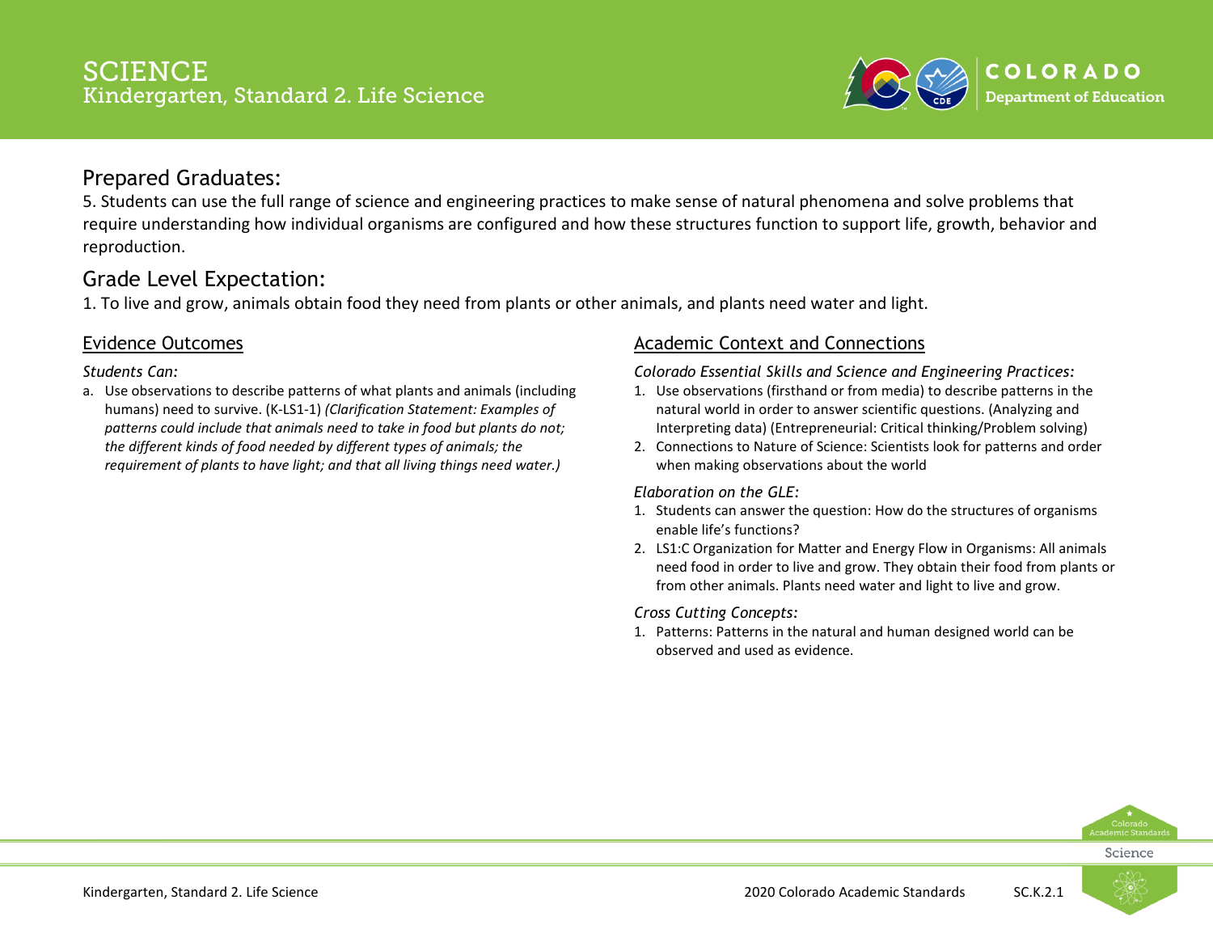# SCIENCE
## Kindergarten, Standard 2. Life Science

## Prepared Graduates:

5. Students can use the full range of science and engineering practices to make sense of natural phenomena and solve problems that require understanding how individual organisms are configured and how these structures function to support life, growth, behavior and reproduction.

## Grade Level Expectation:

1. To live and grow, animals obtain food they need from plants or other animals, and plants need water and light.

### Evidence Outcomes

*Students Can:*

a. Use observations to describe patterns of what plants and animals (including humans) need to survive. (K-LS1-1) *(Clarification Statement: Examples of patterns could include that animals need to take in food but plants do not; the different kinds of food needed by different types of animals; the requirement of plants to have light; and that all living things need water.)*

### Academic Context and Connections

*Colorado Essential Skills and Science and Engineering Practices:*

1. Use observations (firsthand or from media) to describe patterns in the natural world in order to answer scientific questions. (Analyzing and Interpreting data) (Entrepreneurial: Critical thinking/Problem solving)
2. Connections to Nature of Science: Scientists look for patterns and order when making observations about the world

*Elaboration on the GLE:*

1. Students can answer the question: How do the structures of organisms enable life's functions?
2. LS1:C Organization for Matter and Energy Flow in Organisms: All animals need food in order to live and grow. They obtain their food from plants or from other animals. Plants need water and light to live and grow.

*Cross Cutting Concepts:*

1. Patterns: Patterns in the natural and human designed world can be observed and used as evidence.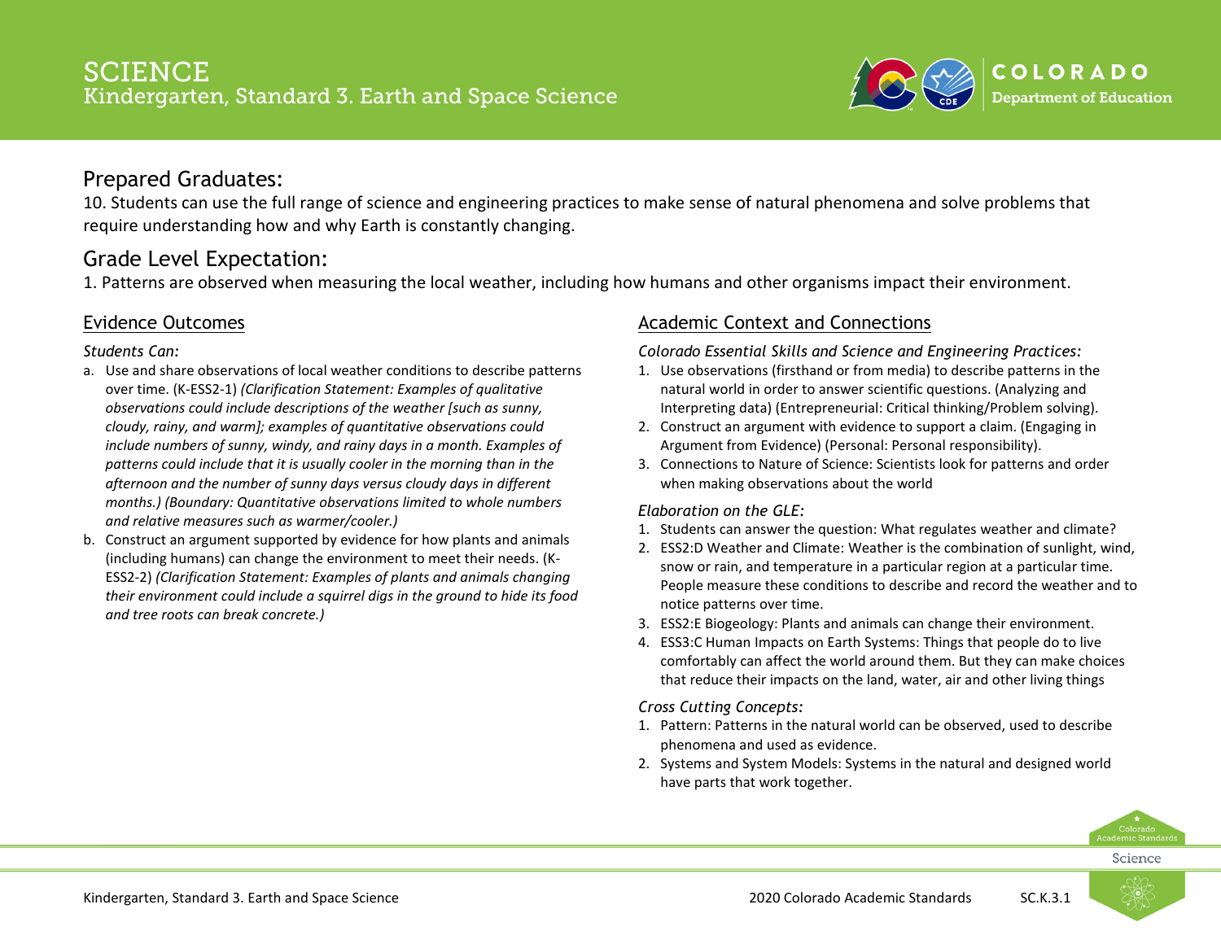# SCIENCE
## Kindergarten, Standard 3. Earth and Space Science

## Prepared Graduates:

10. Students can use the full range of science and engineering practices to make sense of natural phenomena and solve problems that require understanding how and why Earth is constantly changing.

## Grade Level Expectation:

1. Patterns are observed when measuring the local weather, including how humans and other organisms impact their environment.

### Evidence Outcomes

*Students Can:*

a. Use and share observations of local weather conditions to describe patterns over time. (K-ESS2-1) *(Clarification Statement: Examples of qualitative observations could include descriptions of the weather [such as sunny, cloudy, rainy, and warm]; examples of quantitative observations could include numbers of sunny, windy, and rainy days in a month. Examples of patterns could include that it is usually cooler in the morning than in the afternoon and the number of sunny days versus cloudy days in different months.) (Boundary: Quantitative observations limited to whole numbers and relative measures such as warmer/cooler.)*

b. Construct an argument supported by evidence for how plants and animals (including humans) can change the environment to meet their needs. (K-ESS2-2) *(Clarification Statement: Examples of plants and animals changing their environment could include a squirrel digs in the ground to hide its food and tree roots can break concrete.)*

### Academic Context and Connections

*Colorado Essential Skills and Science and Engineering Practices:*

1. Use observations (firsthand or from media) to describe patterns in the natural world in order to answer scientific questions. (Analyzing and Interpreting data) (Entrepreneurial: Critical thinking/Problem solving).
2. Construct an argument with evidence to support a claim. (Engaging in Argument from Evidence) (Personal: Personal responsibility).
3. Connections to Nature of Science: Scientists look for patterns and order when making observations about the world

*Elaboration on the GLE:*

1. Students can answer the question: What regulates weather and climate?
2. ESS2:D Weather and Climate: Weather is the combination of sunlight, wind, snow or rain, and temperature in a particular region at a particular time. People measure these conditions to describe and record the weather and to notice patterns over time.
3. ESS2:E Biogeology: Plants and animals can change their environment.
4. ESS3:C Human Impacts on Earth Systems: Things that people do to live comfortably can affect the world around them. But they can make choices that reduce their impacts on the land, water, air and other living things

*Cross Cutting Concepts:*

1. Pattern: Patterns in the natural world can be observed, used to describe phenomena and used as evidence.
2. Systems and System Models: Systems in the natural and designed world have parts that work together.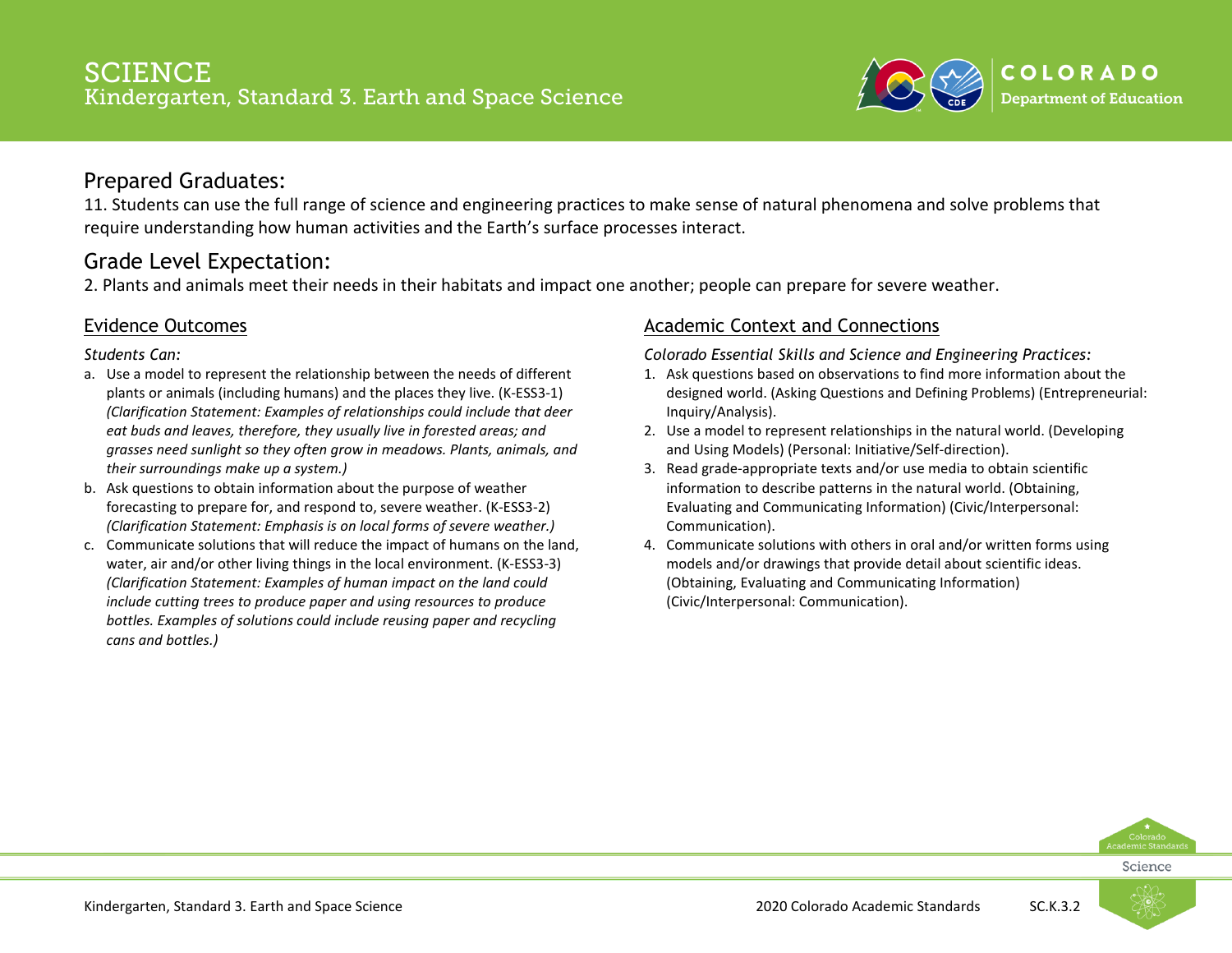# SCIENCE
## Kindergarten, Standard 3. Earth and Space Science

## Prepared Graduates:

11. Students can use the full range of science and engineering practices to make sense of natural phenomena and solve problems that require understanding how human activities and the Earth's surface processes interact.

## Grade Level Expectation:

2. Plants and animals meet their needs in their habitats and impact one another; people can prepare for severe weather.

### Evidence Outcomes

*Students Can:*

a. Use a model to represent the relationship between the needs of different plants or animals (including humans) and the places they live. (K-ESS3-1) *(Clarification Statement: Examples of relationships could include that deer eat buds and leaves, therefore, they usually live in forested areas; and grasses need sunlight so they often grow in meadows. Plants, animals, and their surroundings make up a system.)*

b. Ask questions to obtain information about the purpose of weather forecasting to prepare for, and respond to, severe weather. (K-ESS3-2) *(Clarification Statement: Emphasis is on local forms of severe weather.)*

c. Communicate solutions that will reduce the impact of humans on the land, water, air and/or other living things in the local environment. (K-ESS3-3) *(Clarification Statement: Examples of human impact on the land could include cutting trees to produce paper and using resources to produce bottles. Examples of solutions could include reusing paper and recycling cans and bottles.)*

### Academic Context and Connections

*Colorado Essential Skills and Science and Engineering Practices:*

1. Ask questions based on observations to find more information about the designed world. (Asking Questions and Defining Problems) (Entrepreneurial: Inquiry/Analysis).
2. Use a model to represent relationships in the natural world. (Developing and Using Models) (Personal: Initiative/Self-direction).
3. Read grade-appropriate texts and/or use media to obtain scientific information to describe patterns in the natural world. (Obtaining, Evaluating and Communicating Information) (Civic/Interpersonal: Communication).
4. Communicate solutions with others in oral and/or written forms using models and/or drawings that provide detail about scientific ideas. (Obtaining, Evaluating and Communicating Information) (Civic/Interpersonal: Communication).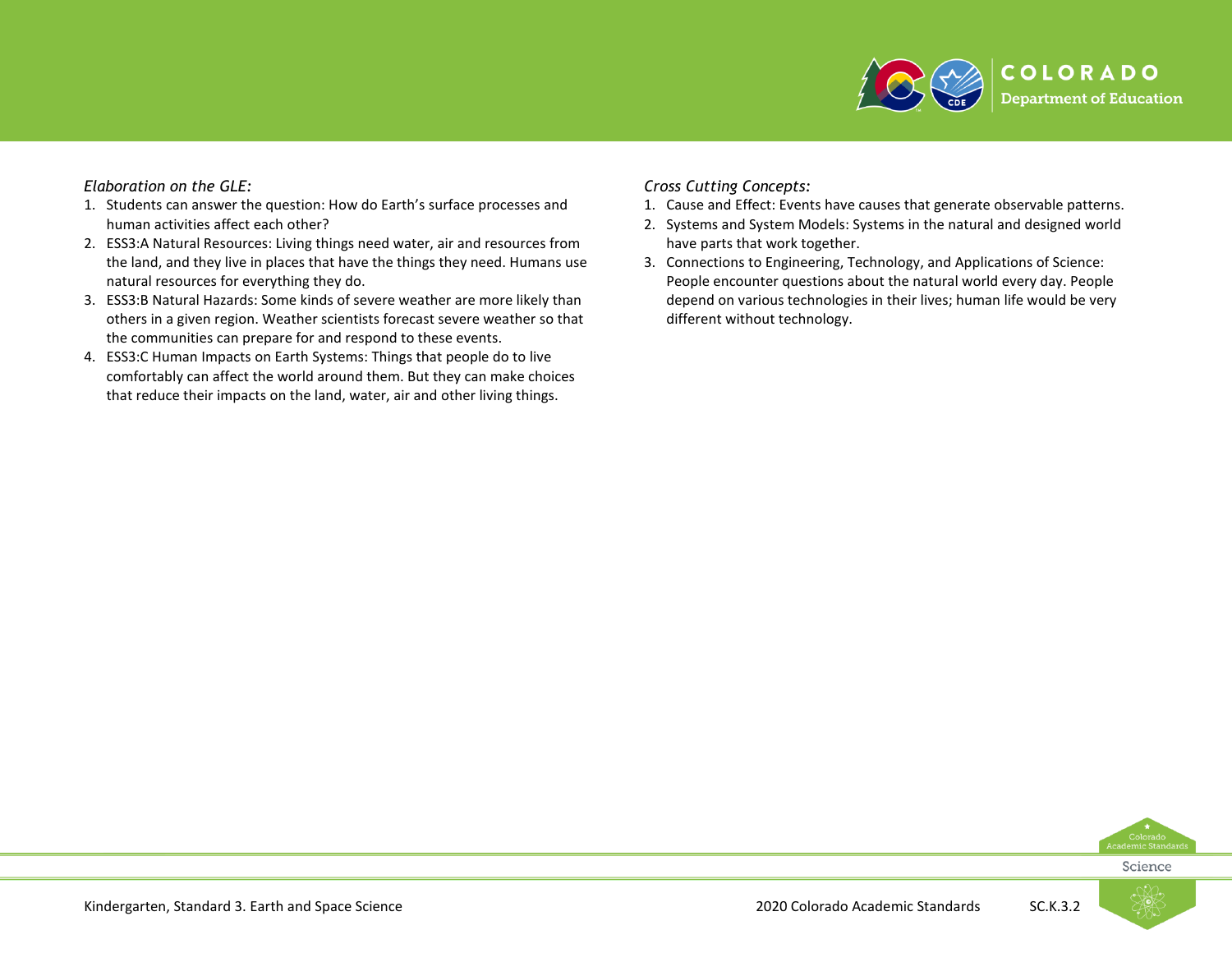*Elaboration on the GLE:*

1. Students can answer the question: How do Earth's surface processes and human activities affect each other?
2. ESS3:A Natural Resources: Living things need water, air and resources from the land, and they live in places that have the things they need. Humans use natural resources for everything they do.
3. ESS3:B Natural Hazards: Some kinds of severe weather are more likely than others in a given region. Weather scientists forecast severe weather so that the communities can prepare for and respond to these events.
4. ESS3:C Human Impacts on Earth Systems: Things that people do to live comfortably can affect the world around them. But they can make choices that reduce their impacts on the land, water, air and other living things.

*Cross Cutting Concepts:*

1. Cause and Effect: Events have causes that generate observable patterns.
2. Systems and System Models: Systems in the natural and designed world have parts that work together.
3. Connections to Engineering, Technology, and Applications of Science: People encounter questions about the natural world every day. People depend on various technologies in their lives; human life would be very different without technology.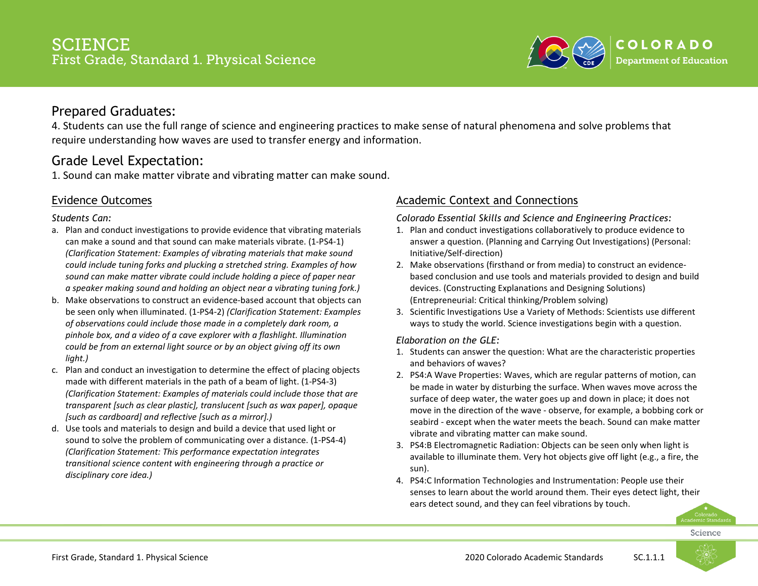# SCIENCE
## First Grade, Standard 1. Physical Science

## Prepared Graduates:

4. Students can use the full range of science and engineering practices to make sense of natural phenomena and solve problems that require understanding how waves are used to transfer energy and information.

## Grade Level Expectation:

1. Sound can make matter vibrate and vibrating matter can make sound.

### Evidence Outcomes

*Students Can:*

a. Plan and conduct investigations to provide evidence that vibrating materials can make a sound and that sound can make materials vibrate. (1-PS4-1) *(Clarification Statement: Examples of vibrating materials that make sound could include tuning forks and plucking a stretched string. Examples of how sound can make matter vibrate could include holding a piece of paper near a speaker making sound and holding an object near a vibrating tuning fork.)*

b. Make observations to construct an evidence-based account that objects can be seen only when illuminated. (1-PS4-2) *(Clarification Statement: Examples of observations could include those made in a completely dark room, a pinhole box, and a video of a cave explorer with a flashlight. Illumination could be from an external light source or by an object giving off its own light.)*

c. Plan and conduct an investigation to determine the effect of placing objects made with different materials in the path of a beam of light. (1-PS4-3) *(Clarification Statement: Examples of materials could include those that are transparent [such as clear plastic], translucent [such as wax paper], opaque [such as cardboard] and reflective [such as a mirror].)*

d. Use tools and materials to design and build a device that used light or sound to solve the problem of communicating over a distance. (1-PS4-4) *(Clarification Statement: This performance expectation integrates transitional science content with engineering through a practice or disciplinary core idea.)*

### Academic Context and Connections

*Colorado Essential Skills and Science and Engineering Practices:*

1. Plan and conduct investigations collaboratively to produce evidence to answer a question. (Planning and Carrying Out Investigations) (Personal: Initiative/Self-direction)
2. Make observations (firsthand or from media) to construct an evidence-based conclusion and use tools and materials provided to design and build devices. (Constructing Explanations and Designing Solutions) (Entrepreneurial: Critical thinking/Problem solving)
3. Scientific Investigations Use a Variety of Methods: Scientists use different ways to study the world. Science investigations begin with a question.

*Elaboration on the GLE:*

1. Students can answer the question: What are the characteristic properties and behaviors of waves?
2. PS4:A Wave Properties: Waves, which are regular patterns of motion, can be made in water by disturbing the surface. When waves move across the surface of deep water, the water goes up and down in place; it does not move in the direction of the wave - observe, for example, a bobbing cork or seabird - except when the water meets the beach. Sound can make matter vibrate and vibrating matter can make sound.
3. PS4:B Electromagnetic Radiation: Objects can be seen only when light is available to illuminate them. Very hot objects give off light (e.g., a fire, the sun).
4. PS4:C Information Technologies and Instrumentation: People use their senses to learn about the world around them. Their eyes detect light, their ears detect sound, and they can feel vibrations by touch.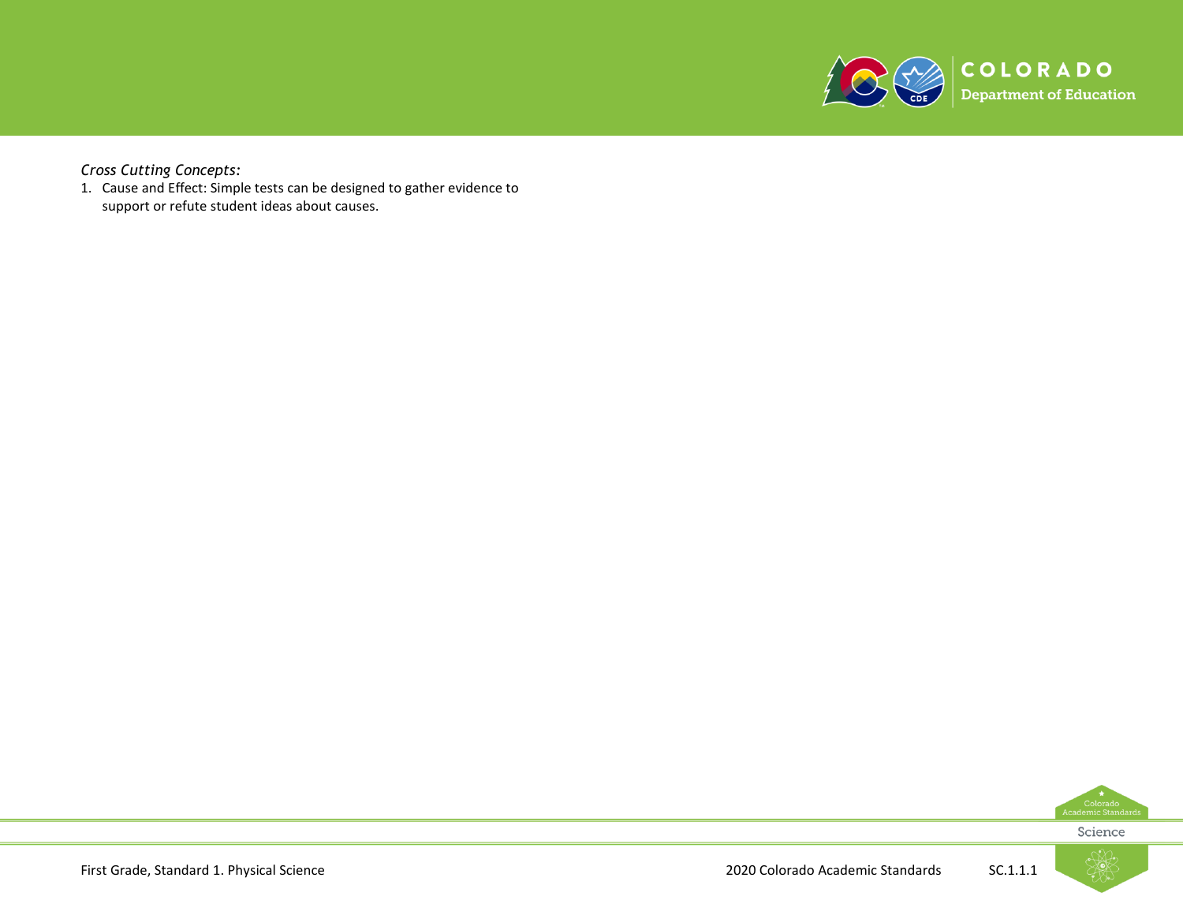*Cross Cutting Concepts:*

1. Cause and Effect: Simple tests can be designed to gather evidence to support or refute student ideas about causes.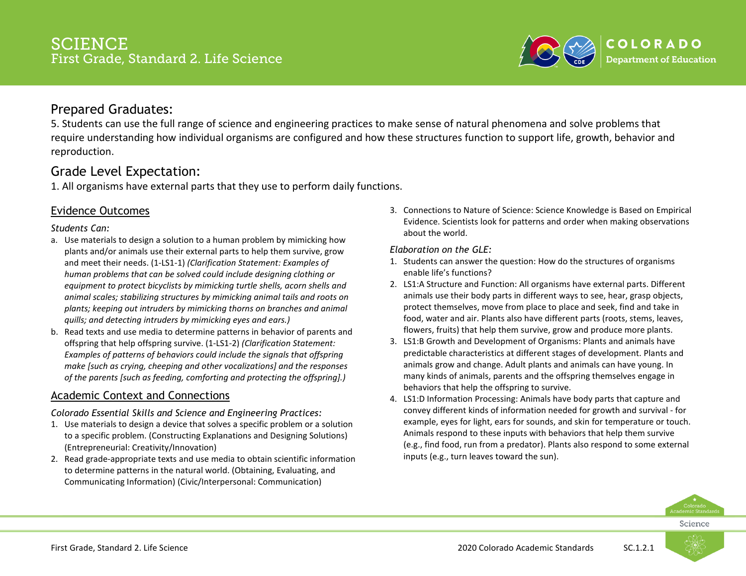# SCIENCE
## First Grade, Standard 2. Life Science

## Prepared Graduates:

5. Students can use the full range of science and engineering practices to make sense of natural phenomena and solve problems that require understanding how individual organisms are configured and how these structures function to support life, growth, behavior and reproduction.

## Grade Level Expectation:

1. All organisms have external parts that they use to perform daily functions.

### Evidence Outcomes

*Students Can:*

a. Use materials to design a solution to a human problem by mimicking how plants and/or animals use their external parts to help them survive, grow and meet their needs. (1-LS1-1) *(Clarification Statement: Examples of human problems that can be solved could include designing clothing or equipment to protect bicyclists by mimicking turtle shells, acorn shells and animal scales; stabilizing structures by mimicking animal tails and roots on plants; keeping out intruders by mimicking thorns on branches and animal quills; and detecting intruders by mimicking eyes and ears.)*

b. Read texts and use media to determine patterns in behavior of parents and offspring that help offspring survive. (1-LS1-2) *(Clarification Statement: Examples of patterns of behaviors could include the signals that offspring make [such as crying, cheeping and other vocalizations] and the responses of the parents [such as feeding, comforting and protecting the offspring].)*

### Academic Context and Connections

*Colorado Essential Skills and Science and Engineering Practices:*

1. Use materials to design a device that solves a specific problem or a solution to a specific problem. (Constructing Explanations and Designing Solutions) (Entrepreneurial: Creativity/Innovation)
2. Read grade-appropriate texts and use media to obtain scientific information to determine patterns in the natural world. (Obtaining, Evaluating, and Communicating Information) (Civic/Interpersonal: Communication)
3. Connections to Nature of Science: Science Knowledge is Based on Empirical Evidence. Scientists look for patterns and order when making observations about the world.

*Elaboration on the GLE:*

1. Students can answer the question: How do the structures of organisms enable life's functions?
2. LS1:A Structure and Function: All organisms have external parts. Different animals use their body parts in different ways to see, hear, grasp objects, protect themselves, move from place to place and seek, find and take in food, water and air. Plants also have different parts (roots, stems, leaves, flowers, fruits) that help them survive, grow and produce more plants.
3. LS1:B Growth and Development of Organisms: Plants and animals have predictable characteristics at different stages of development. Plants and animals grow and change. Adult plants and animals can have young. In many kinds of animals, parents and the offspring themselves engage in behaviors that help the offspring to survive.
4. LS1:D Information Processing: Animals have body parts that capture and convey different kinds of information needed for growth and survival - for example, eyes for light, ears for sounds, and skin for temperature or touch. Animals respond to these inputs with behaviors that help them survive (e.g., find food, run from a predator). Plants also respond to some external inputs (e.g., turn leaves toward the sun).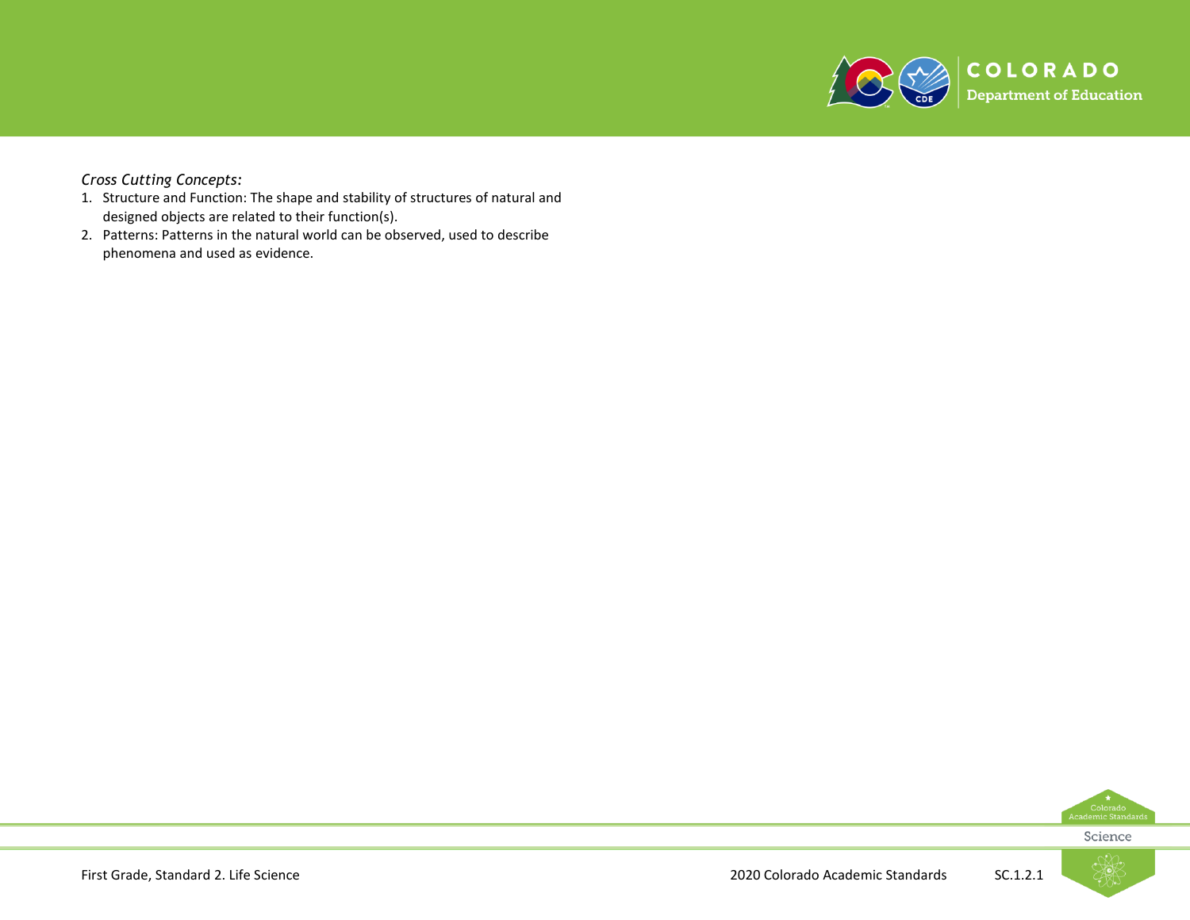*Cross Cutting Concepts:*

1. Structure and Function: The shape and stability of structures of natural and designed objects are related to their function(s).
2. Patterns: Patterns in the natural world can be observed, used to describe phenomena and used as evidence.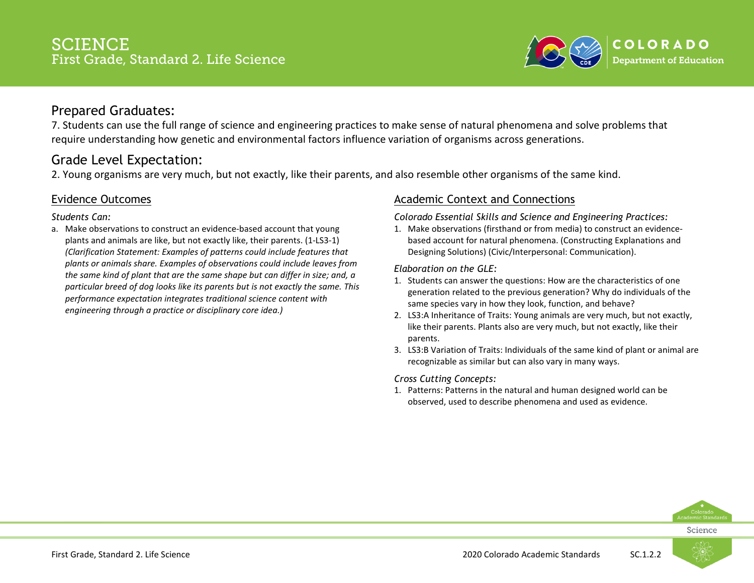# SCIENCE
## First Grade, Standard 2. Life Science

## Prepared Graduates:

7. Students can use the full range of science and engineering practices to make sense of natural phenomena and solve problems that require understanding how genetic and environmental factors influence variation of organisms across generations.

## Grade Level Expectation:

2. Young organisms are very much, but not exactly, like their parents, and also resemble other organisms of the same kind.

### Evidence Outcomes

*Students Can:*

a. Make observations to construct an evidence-based account that young plants and animals are like, but not exactly like, their parents. (1-LS3-1) *(Clarification Statement: Examples of patterns could include features that plants or animals share. Examples of observations could include leaves from the same kind of plant that are the same shape but can differ in size; and, a particular breed of dog looks like its parents but is not exactly the same. This performance expectation integrates traditional science content with engineering through a practice or disciplinary core idea.)*

### Academic Context and Connections

*Colorado Essential Skills and Science and Engineering Practices:*

1. Make observations (firsthand or from media) to construct an evidence-based account for natural phenomena. (Constructing Explanations and Designing Solutions) (Civic/Interpersonal: Communication).

*Elaboration on the GLE:*

1. Students can answer the questions: How are the characteristics of one generation related to the previous generation? Why do individuals of the same species vary in how they look, function, and behave?
2. LS3:A Inheritance of Traits: Young animals are very much, but not exactly, like their parents. Plants also are very much, but not exactly, like their parents.
3. LS3:B Variation of Traits: Individuals of the same kind of plant or animal are recognizable as similar but can also vary in many ways.

*Cross Cutting Concepts:*

1. Patterns: Patterns in the natural and human designed world can be observed, used to describe phenomena and used as evidence.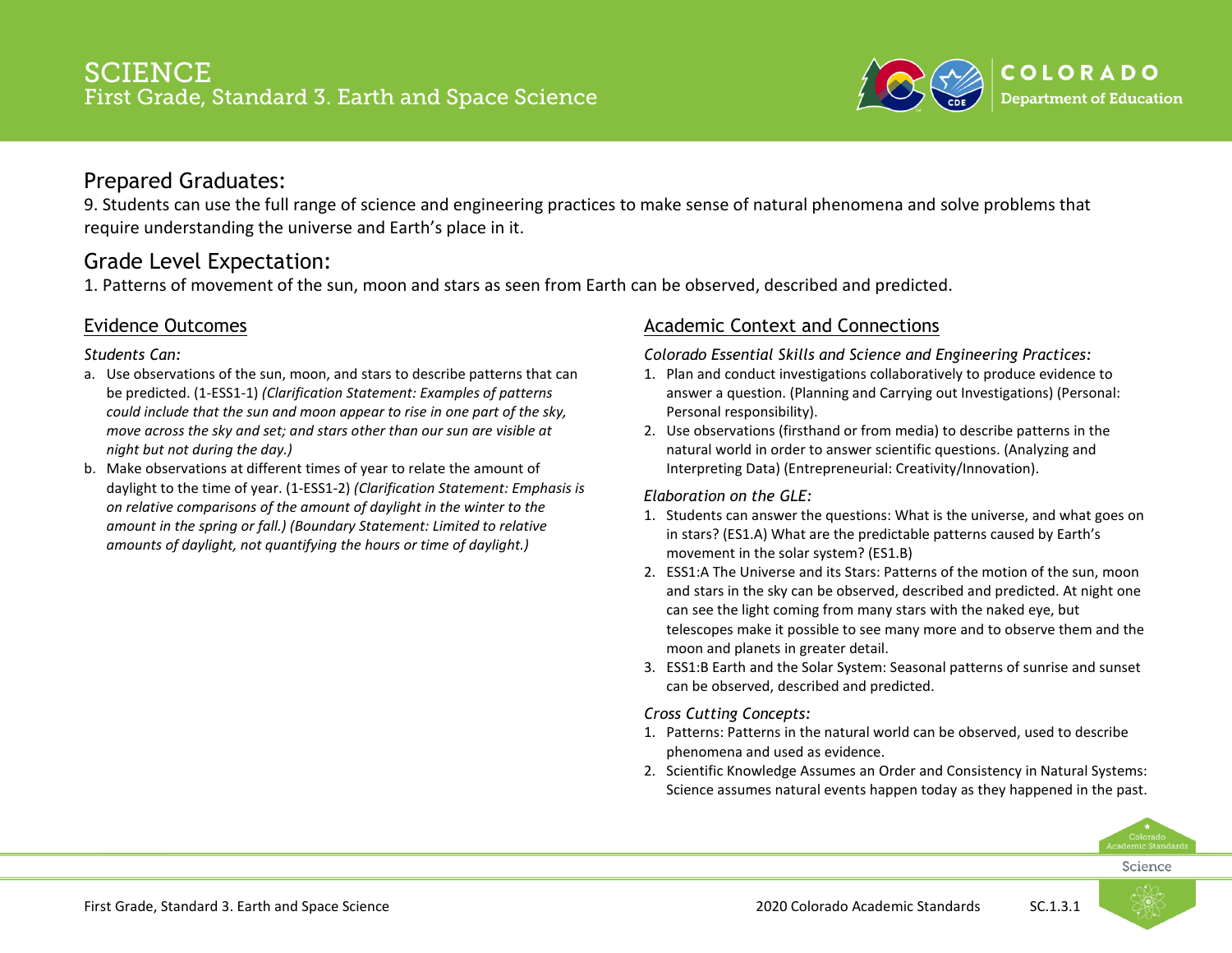# SCIENCE
## First Grade, Standard 3. Earth and Space Science

## Prepared Graduates:

9. Students can use the full range of science and engineering practices to make sense of natural phenomena and solve problems that require understanding the universe and Earth's place in it.

## Grade Level Expectation:

1. Patterns of movement of the sun, moon and stars as seen from Earth can be observed, described and predicted.

### Evidence Outcomes

*Students Can:*

a. Use observations of the sun, moon, and stars to describe patterns that can be predicted. (1-ESS1-1) *(Clarification Statement: Examples of patterns could include that the sun and moon appear to rise in one part of the sky, move across the sky and set; and stars other than our sun are visible at night but not during the day.)*
b. Make observations at different times of year to relate the amount of daylight to the time of year. (1-ESS1-2) *(Clarification Statement: Emphasis is on relative comparisons of the amount of daylight in the winter to the amount in the spring or fall.) (Boundary Statement: Limited to relative amounts of daylight, not quantifying the hours or time of daylight.)*

### Academic Context and Connections

*Colorado Essential Skills and Science and Engineering Practices:*

1. Plan and conduct investigations collaboratively to produce evidence to answer a question. (Planning and Carrying out Investigations) (Personal: Personal responsibility).
2. Use observations (firsthand or from media) to describe patterns in the natural world in order to answer scientific questions. (Analyzing and Interpreting Data) (Entrepreneurial: Creativity/Innovation).

*Elaboration on the GLE:*

1. Students can answer the questions: What is the universe, and what goes on in stars? (ES1.A) What are the predictable patterns caused by Earth's movement in the solar system? (ES1.B)
2. ESS1:A The Universe and its Stars: Patterns of the motion of the sun, moon and stars in the sky can be observed, described and predicted. At night one can see the light coming from many stars with the naked eye, but telescopes make it possible to see many more and to observe them and the moon and planets in greater detail.
3. ESS1:B Earth and the Solar System: Seasonal patterns of sunrise and sunset can be observed, described and predicted.

*Cross Cutting Concepts:*

1. Patterns: Patterns in the natural world can be observed, used to describe phenomena and used as evidence.
2. Scientific Knowledge Assumes an Order and Consistency in Natural Systems: Science assumes natural events happen today as they happened in the past.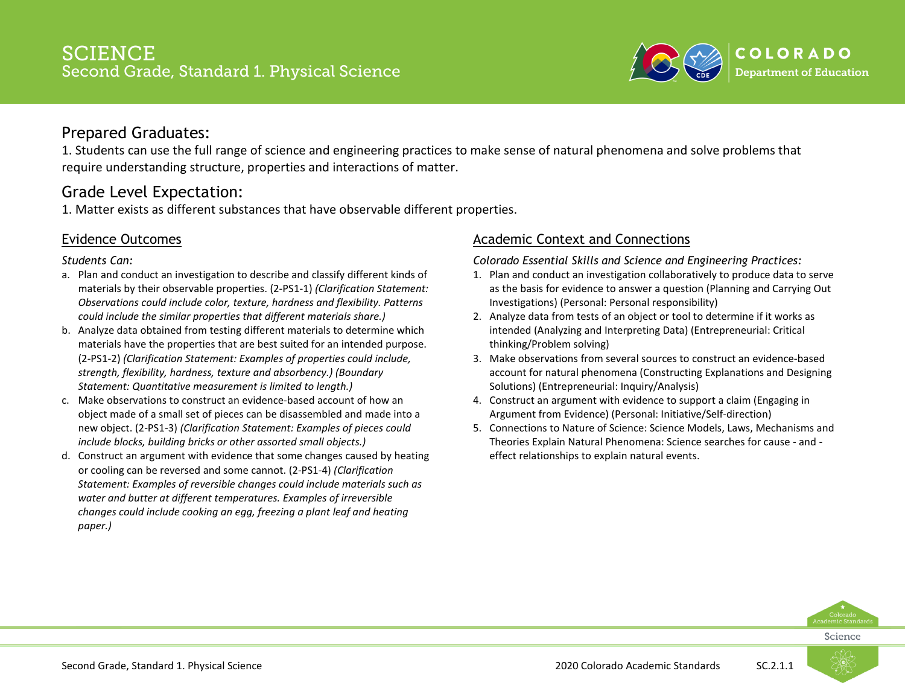# SCIENCE
## Second Grade, Standard 1. Physical Science

## Prepared Graduates:

1. Students can use the full range of science and engineering practices to make sense of natural phenomena and solve problems that require understanding structure, properties and interactions of matter.

## Grade Level Expectation:

1. Matter exists as different substances that have observable different properties.

### Evidence Outcomes

*Students Can:*

a. Plan and conduct an investigation to describe and classify different kinds of materials by their observable properties. (2-PS1-1) *(Clarification Statement: Observations could include color, texture, hardness and flexibility. Patterns could include the similar properties that different materials share.)*

b. Analyze data obtained from testing different materials to determine which materials have the properties that are best suited for an intended purpose. (2-PS1-2) *(Clarification Statement: Examples of properties could include, strength, flexibility, hardness, texture and absorbency.) (Boundary Statement: Quantitative measurement is limited to length.)*

c. Make observations to construct an evidence-based account of how an object made of a small set of pieces can be disassembled and made into a new object. (2-PS1-3) *(Clarification Statement: Examples of pieces could include blocks, building bricks or other assorted small objects.)*

d. Construct an argument with evidence that some changes caused by heating or cooling can be reversed and some cannot. (2-PS1-4) *(Clarification Statement: Examples of reversible changes could include materials such as water and butter at different temperatures. Examples of irreversible changes could include cooking an egg, freezing a plant leaf and heating paper.)*

### Academic Context and Connections

*Colorado Essential Skills and Science and Engineering Practices:*

1. Plan and conduct an investigation collaboratively to produce data to serve as the basis for evidence to answer a question (Planning and Carrying Out Investigations) (Personal: Personal responsibility)
2. Analyze data from tests of an object or tool to determine if it works as intended (Analyzing and Interpreting Data) (Entrepreneurial: Critical thinking/Problem solving)
3. Make observations from several sources to construct an evidence-based account for natural phenomena (Constructing Explanations and Designing Solutions) (Entrepreneurial: Inquiry/Analysis)
4. Construct an argument with evidence to support a claim (Engaging in Argument from Evidence) (Personal: Initiative/Self-direction)
5. Connections to Nature of Science: Science Models, Laws, Mechanisms and Theories Explain Natural Phenomena: Science searches for cause - and - effect relationships to explain natural events.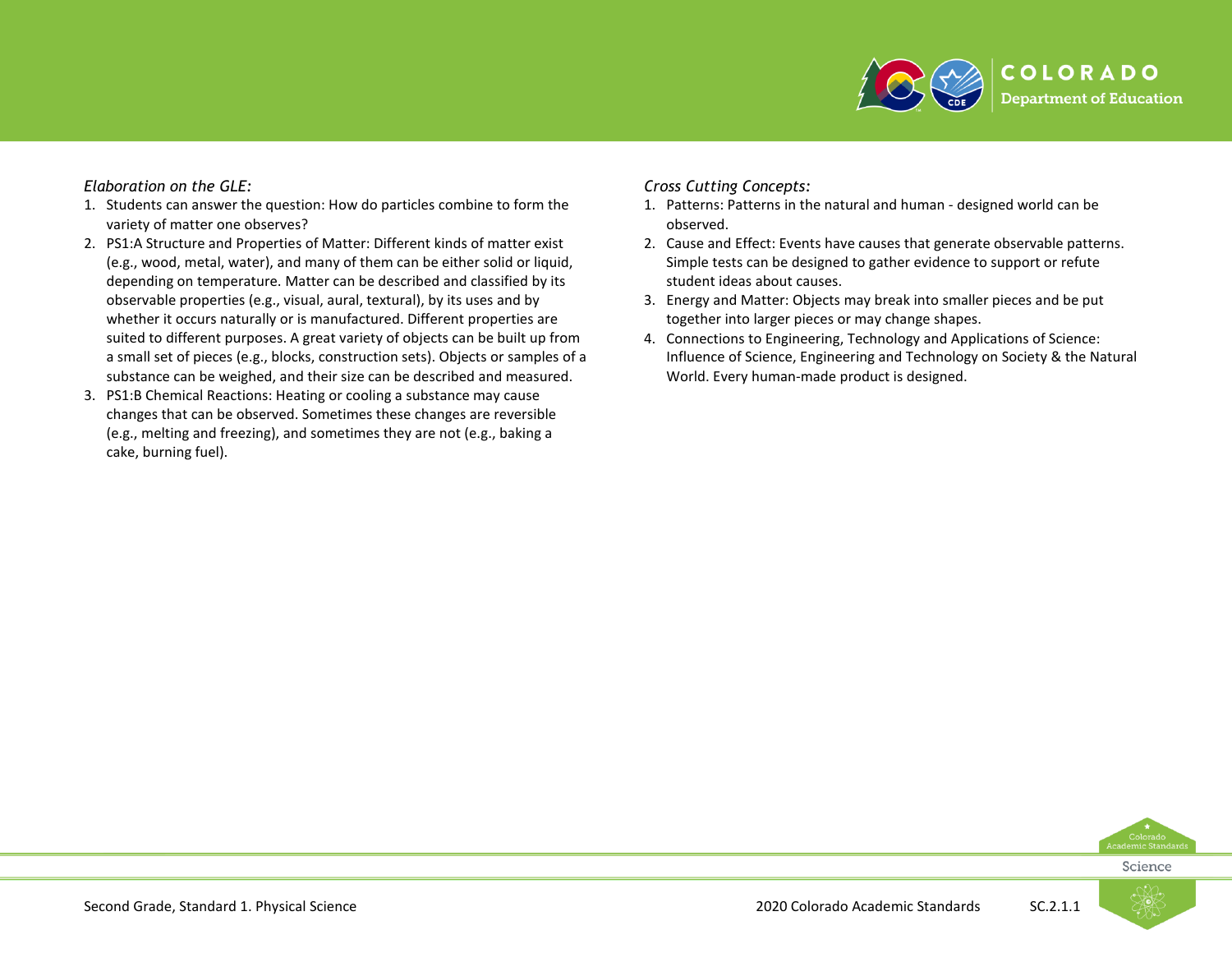*Elaboration on the GLE:*

1. Students can answer the question: How do particles combine to form the variety of matter one observes?
2. PS1:A Structure and Properties of Matter: Different kinds of matter exist (e.g., wood, metal, water), and many of them can be either solid or liquid, depending on temperature. Matter can be described and classified by its observable properties (e.g., visual, aural, textural), by its uses and by whether it occurs naturally or is manufactured. Different properties are suited to different purposes. A great variety of objects can be built up from a small set of pieces (e.g., blocks, construction sets). Objects or samples of a substance can be weighed, and their size can be described and measured.
3. PS1:B Chemical Reactions: Heating or cooling a substance may cause changes that can be observed. Sometimes these changes are reversible (e.g., melting and freezing), and sometimes they are not (e.g., baking a cake, burning fuel).

*Cross Cutting Concepts:*

1. Patterns: Patterns in the natural and human - designed world can be observed.
2. Cause and Effect: Events have causes that generate observable patterns. Simple tests can be designed to gather evidence to support or refute student ideas about causes.
3. Energy and Matter: Objects may break into smaller pieces and be put together into larger pieces or may change shapes.
4. Connections to Engineering, Technology and Applications of Science: Influence of Science, Engineering and Technology on Society & the Natural World. Every human-made product is designed.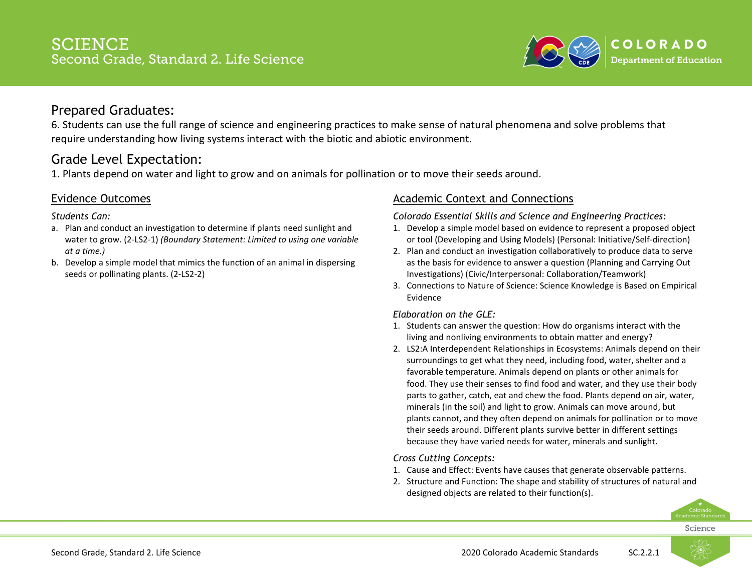# SCIENCE
## Second Grade, Standard 2. Life Science

## Prepared Graduates:

6. Students can use the full range of science and engineering practices to make sense of natural phenomena and solve problems that require understanding how living systems interact with the biotic and abiotic environment.

## Grade Level Expectation:

1. Plants depend on water and light to grow and on animals for pollination or to move their seeds around.

### Evidence Outcomes

*Students Can:*

a. Plan and conduct an investigation to determine if plants need sunlight and water to grow. (2-LS2-1) *(Boundary Statement: Limited to using one variable at a time.)*
b. Develop a simple model that mimics the function of an animal in dispersing seeds or pollinating plants. (2-LS2-2)

### Academic Context and Connections

*Colorado Essential Skills and Science and Engineering Practices:*

1. Develop a simple model based on evidence to represent a proposed object or tool (Developing and Using Models) (Personal: Initiative/Self-direction)
2. Plan and conduct an investigation collaboratively to produce data to serve as the basis for evidence to answer a question (Planning and Carrying Out Investigations) (Civic/Interpersonal: Collaboration/Teamwork)
3. Connections to Nature of Science: Science Knowledge is Based on Empirical Evidence

*Elaboration on the GLE:*

1. Students can answer the question: How do organisms interact with the living and nonliving environments to obtain matter and energy?
2. LS2:A Interdependent Relationships in Ecosystems: Animals depend on their surroundings to get what they need, including food, water, shelter and a favorable temperature. Animals depend on plants or other animals for food. They use their senses to find food and water, and they use their body parts to gather, catch, eat and chew the food. Plants depend on air, water, minerals (in the soil) and light to grow. Animals can move around, but plants cannot, and they often depend on animals for pollination or to move their seeds around. Different plants survive better in different settings because they have varied needs for water, minerals and sunlight.

*Cross Cutting Concepts:*

1. Cause and Effect: Events have causes that generate observable patterns.
2. Structure and Function: The shape and stability of structures of natural and designed objects are related to their function(s).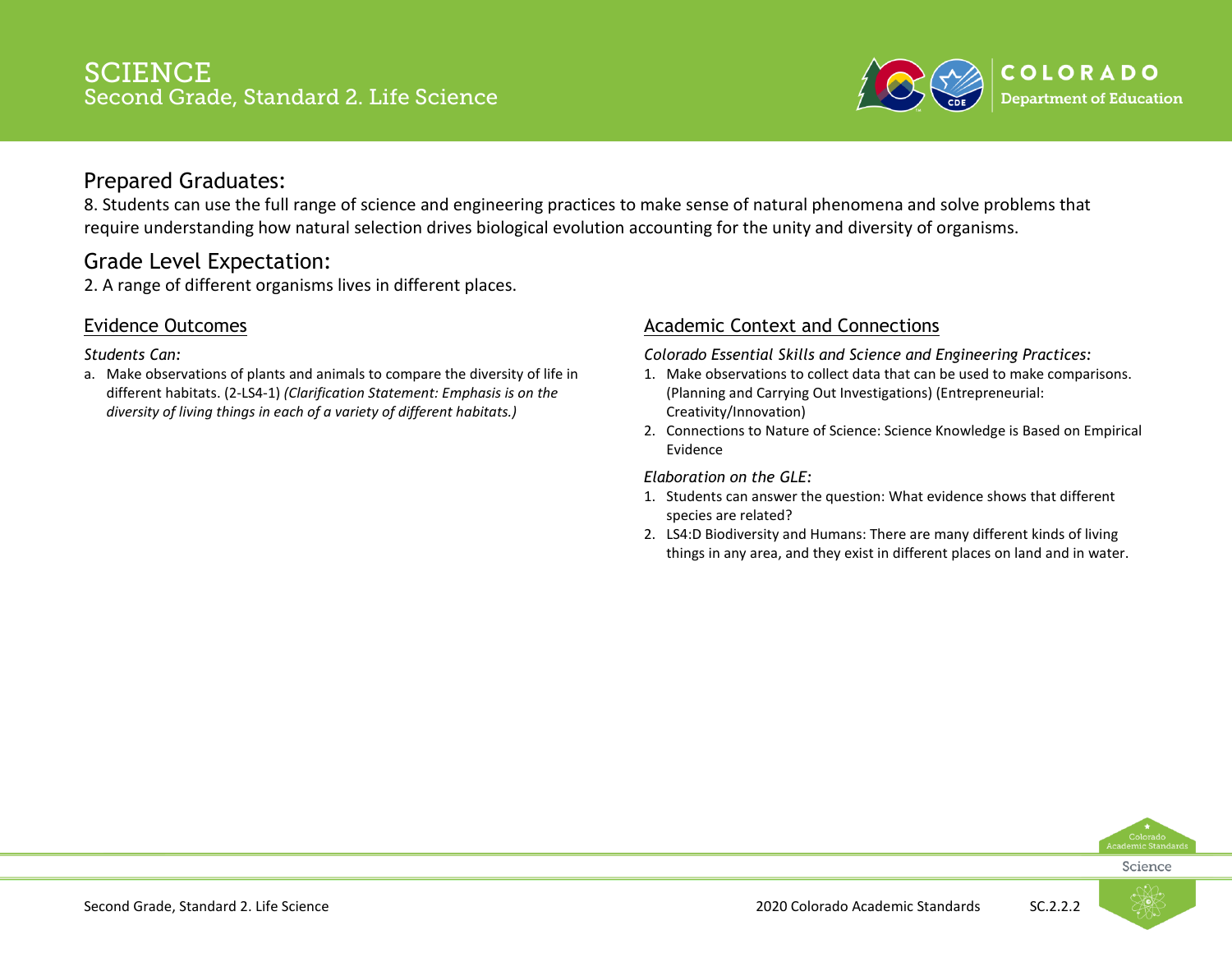# SCIENCE
## Second Grade, Standard 2. Life Science

## Prepared Graduates:

8. Students can use the full range of science and engineering practices to make sense of natural phenomena and solve problems that require understanding how natural selection drives biological evolution accounting for the unity and diversity of organisms.

## Grade Level Expectation:

2. A range of different organisms lives in different places.

### Evidence Outcomes

*Students Can:*

a. Make observations of plants and animals to compare the diversity of life in different habitats. (2-LS4-1) *(Clarification Statement: Emphasis is on the diversity of living things in each of a variety of different habitats.)*

### Academic Context and Connections

*Colorado Essential Skills and Science and Engineering Practices:*

1. Make observations to collect data that can be used to make comparisons. (Planning and Carrying Out Investigations) (Entrepreneurial: Creativity/Innovation)
2. Connections to Nature of Science: Science Knowledge is Based on Empirical Evidence

*Elaboration on the GLE:*

1. Students can answer the question: What evidence shows that different species are related?
2. LS4:D Biodiversity and Humans: There are many different kinds of living things in any area, and they exist in different places on land and in water.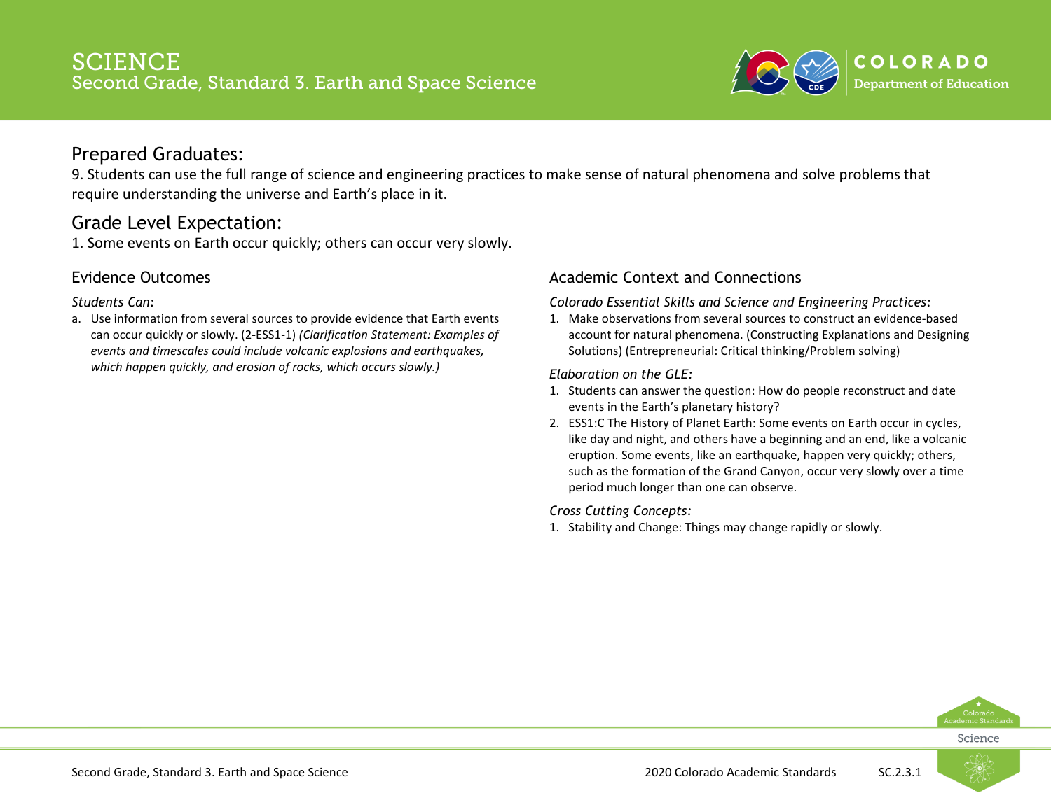# SCIENCE
## Second Grade, Standard 3. Earth and Space Science

## Prepared Graduates:

9. Students can use the full range of science and engineering practices to make sense of natural phenomena and solve problems that require understanding the universe and Earth's place in it.

## Grade Level Expectation:

1. Some events on Earth occur quickly; others can occur very slowly.

### Evidence Outcomes

*Students Can:*

a. Use information from several sources to provide evidence that Earth events can occur quickly or slowly. (2-ESS1-1) *(Clarification Statement: Examples of events and timescales could include volcanic explosions and earthquakes, which happen quickly, and erosion of rocks, which occurs slowly.)*

### Academic Context and Connections

*Colorado Essential Skills and Science and Engineering Practices:*

1. Make observations from several sources to construct an evidence-based account for natural phenomena. (Constructing Explanations and Designing Solutions) (Entrepreneurial: Critical thinking/Problem solving)

*Elaboration on the GLE:*

1. Students can answer the question: How do people reconstruct and date events in the Earth's planetary history?
2. ESS1:C The History of Planet Earth: Some events on Earth occur in cycles, like day and night, and others have a beginning and an end, like a volcanic eruption. Some events, like an earthquake, happen very quickly; others, such as the formation of the Grand Canyon, occur very slowly over a time period much longer than one can observe.

*Cross Cutting Concepts:*

1. Stability and Change: Things may change rapidly or slowly.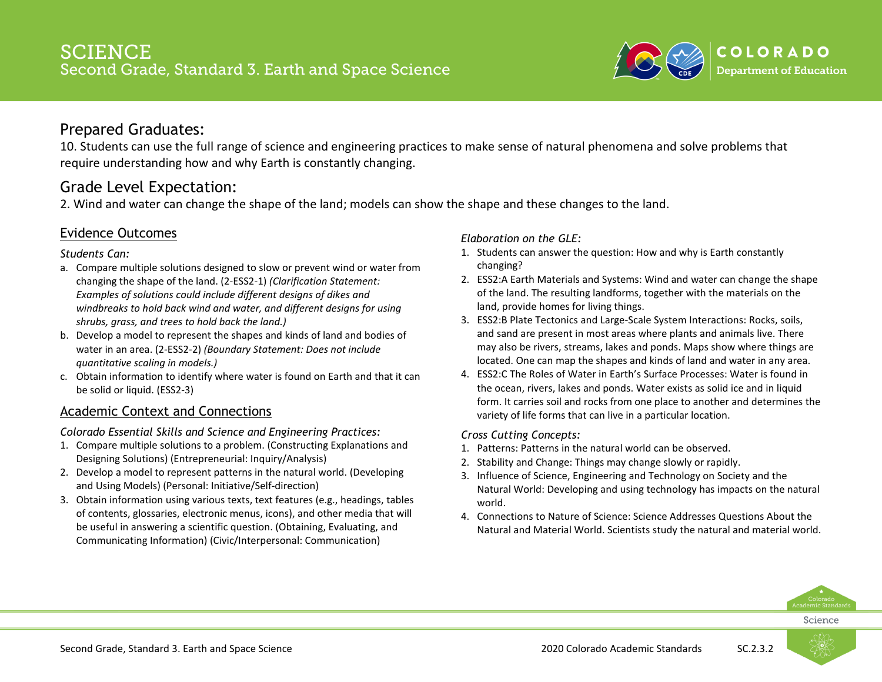# SCIENCE

## Second Grade, Standard 3. Earth and Space Science

## Prepared Graduates:

10. Students can use the full range of science and engineering practices to make sense of natural phenomena and solve problems that require understanding how and why Earth is constantly changing.

## Grade Level Expectation:

2. Wind and water can change the shape of the land; models can show the shape and these changes to the land.

### Evidence Outcomes

*Students Can:*

a. Compare multiple solutions designed to slow or prevent wind or water from changing the shape of the land. (2-ESS2-1) *(Clarification Statement: Examples of solutions could include different designs of dikes and windbreaks to hold back wind and water, and different designs for using shrubs, grass, and trees to hold back the land.)*
b. Develop a model to represent the shapes and kinds of land and bodies of water in an area. (2-ESS2-2) *(Boundary Statement: Does not include quantitative scaling in models.)*
c. Obtain information to identify where water is found on Earth and that it can be solid or liquid. (ESS2-3)

### Academic Context and Connections

*Colorado Essential Skills and Science and Engineering Practices:*

1. Compare multiple solutions to a problem. (Constructing Explanations and Designing Solutions) (Entrepreneurial: Inquiry/Analysis)
2. Develop a model to represent patterns in the natural world. (Developing and Using Models) (Personal: Initiative/Self-direction)
3. Obtain information using various texts, text features (e.g., headings, tables of contents, glossaries, electronic menus, icons), and other media that will be useful in answering a scientific question. (Obtaining, Evaluating, and Communicating Information) (Civic/Interpersonal: Communication)

*Elaboration on the GLE:*

1. Students can answer the question: How and why is Earth constantly changing?
2. ESS2:A Earth Materials and Systems: Wind and water can change the shape of the land. The resulting landforms, together with the materials on the land, provide homes for living things.
3. ESS2:B Plate Tectonics and Large-Scale System Interactions: Rocks, soils, and sand are present in most areas where plants and animals live. There may also be rivers, streams, lakes and ponds. Maps show where things are located. One can map the shapes and kinds of land and water in any area.
4. ESS2:C The Roles of Water in Earth's Surface Processes: Water is found in the ocean, rivers, lakes and ponds. Water exists as solid ice and in liquid form. It carries soil and rocks from one place to another and determines the variety of life forms that can live in a particular location.

*Cross Cutting Concepts:*

1. Patterns: Patterns in the natural world can be observed.
2. Stability and Change: Things may change slowly or rapidly.
3. Influence of Science, Engineering and Technology on Society and the Natural World: Developing and using technology has impacts on the natural world.
4. Connections to Nature of Science: Science Addresses Questions About the Natural and Material World. Scientists study the natural and material world.